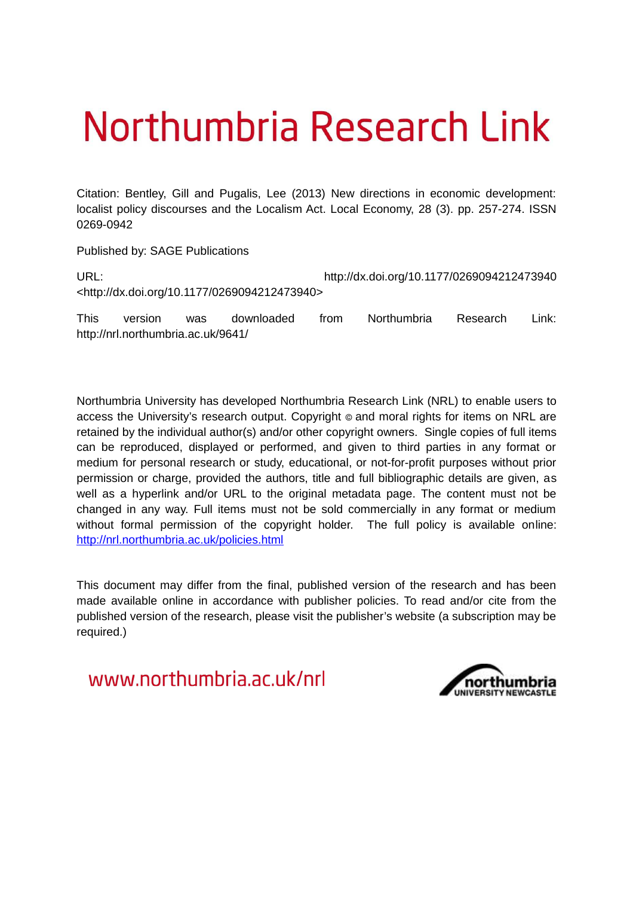# Northumbria Research Link

Citation: Bentley, Gill and Pugalis, Lee (2013) New directions in economic development: localist policy discourses and the Localism Act. Local Economy, 28 (3). pp. 257-274. ISSN 0269-0942

Published by: SAGE Publications

URL: http://dx.doi.org/10.1177/0269094212473940 <http://dx.doi.org/10.1177/0269094212473940>

This version was downloaded from Northumbria Research Link: http://nrl.northumbria.ac.uk/9641/

Northumbria University has developed Northumbria Research Link (NRL) to enable users to access the University's research output. Copyright © and moral rights for items on NRL are retained by the individual author(s) and/or other copyright owners. Single copies of full items can be reproduced, displayed or performed, and given to third parties in any format or medium for personal research or study, educational, or not-for-profit purposes without prior permission or charge, provided the authors, title and full bibliographic details are given, as well as a hyperlink and/or URL to the original metadata page. The content must not be changed in any way. Full items must not be sold commercially in any format or medium without formal permission of the copyright holder. The full policy is available online: http://nrl.northumbria.ac.uk/policies.html

This document may differ from the final, published version of the research and has been made available online in accordance with publisher policies. To read and/or cite from the published version of the research, please visit the publisher's website (a subscription may be required.)

www.northumbria.ac.uk/nrl

northumbria UNIVERSITY NEWCASTLE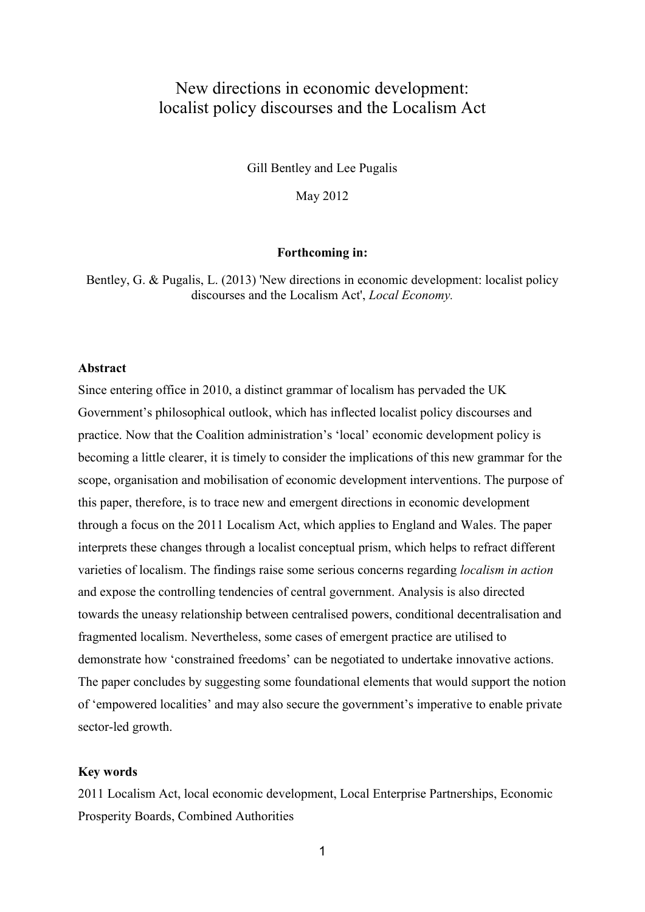# New directions in economic development: localist policy discourses and the Localism Act

Gill Bentley and Lee Pugalis

May 2012

**Forthcoming in:**

Bentley, G. & Pugalis, L. (2013) 'New directions in economic development: localist policy discourses and the Localism Act', *Local Economy.*

**Abstract**

Since entering office in 2010, a distinct grammar of localism has pervaded the UK Government's philosophical outlook, which has inflected localist policy discourses and practice. Now that the Coalition administration's 'local' economic development policy is becoming a little clearer, it is timely to consider the implications of this new grammar for the scope, organisation and mobilisation of economic development interventions. The purpose of this paper, therefore, is to trace new and emergent directions in economic development through a focus on the 2011 Localism Act, which applies to England and Wales. The paper interprets these changes through a localist conceptual prism, which helps to refract different varieties of localism. The findings raise some serious concerns regarding *localism in action* and expose the controlling tendencies of central government. Analysis is also directed towards the uneasy relationship between centralised powers, conditional decentralisation and fragmented localism. Nevertheless, some cases of emergent practice are utilised to demonstrate how 'constrained freedoms' can be negotiated to undertake innovative actions. The paper concludes by suggesting some foundational elements that would support the notion of 'empowered localities' and may also secure the government's imperative to enable private sector-led growth.

**Key words**

2011 Localism Act, local economic development, Local Enterprise Partnerships, Economic Prosperity Boards, Combined Authorities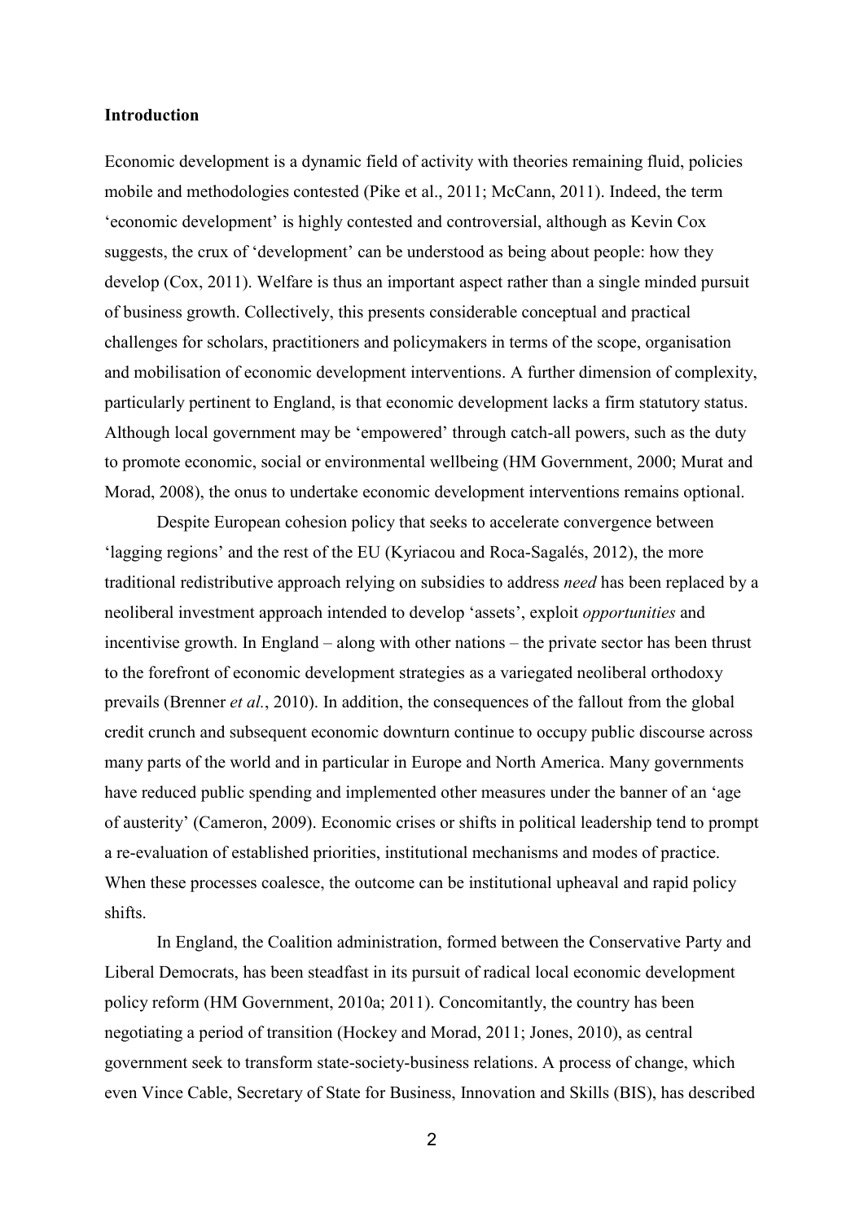**Introduction**

Economic development is a dynamic field of activity with theories remaining fluid, policies mobile and methodologies contested (Pike et al., 2011; McCann, 2011). Indeed, the term 'economic development' is highly contested and controversial, although as Kevin Cox suggests, the crux of 'development' can be understood as being about people: how they develop (Cox, 2011). Welfare is thus an important aspect rather than a single minded pursuit of business growth. Collectively, this presents considerable conceptual and practical challenges for scholars, practitioners and policymakers in terms of the scope, organisation and mobilisation of economic development interventions. A further dimension of complexity, particularly pertinent to England, is that economic development lacks a firm statutory status. Although local government may be 'empowered' through catch-all powers, such as the duty to promote economic, social or environmental wellbeing (HM Government, 2000; Murat and Morad, 2008), the onus to undertake economic development interventions remains optional.

Despite European cohesion policy that seeks to accelerate convergence between 'lagging regions' and the rest of the EU (Kyriacou and Roca-Sagalés, 2012), the more traditional redistributive approach relying on subsidies to address *need* has been replaced by a neoliberal investment approach intended to develop 'assets', exploit *opportunities* and incentivise growth. In England – along with other nations – the private sector has been thrust to the forefront of economic development strategies as a variegated neoliberal orthodoxy prevails (Brenner *et al.*, 2010). In addition, the consequences of the fallout from the global credit crunch and subsequent economic downturn continue to occupy public discourse across many parts of the world and in particular in Europe and North America. Many governments have reduced public spending and implemented other measures under the banner of an 'age of austerity' (Cameron, 2009). Economic crises or shifts in political leadership tend to prompt a re-evaluation of established priorities, institutional mechanisms and modes of practice. When these processes coalesce, the outcome can be institutional upheaval and rapid policy shifts.

In England, the Coalition administration, formed between the Conservative Party and Liberal Democrats, has been steadfast in its pursuit of radical local economic development policy reform (HM Government, 2010a; 2011). Concomitantly, the country has been negotiating a period of transition (Hockey and Morad, 2011; Jones, 2010), as central government seek to transform state-society-business relations. A process of change, which even Vince Cable, Secretary of State for Business, Innovation and Skills (BIS), has described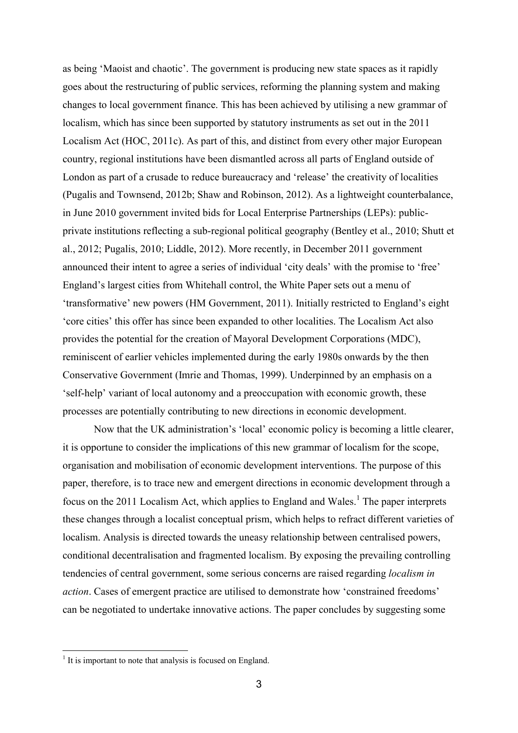as being 'Maoist and chaotic'. The government is producing new state spaces as it rapidly goes about the restructuring of public services, reforming the planning system and making changes to local government finance. This has been achieved by utilising a new grammar of localism, which has since been supported by statutory instruments as set out in the 2011 Localism Act (HOC, 2011c). As part of this, and distinct from every other major European country, regional institutions have been dismantled across all parts of England outside of London as part of a crusade to reduce bureaucracy and 'release' the creativity of localities (Pugalis and Townsend, 2012b; Shaw and Robinson, 2012). As a lightweight counterbalance, in June 2010 government invited bids for Local Enterprise Partnerships (LEPs): public-private institutions reflecting a sub-regional political geography (Bentley et al., 2010; Shutt et al., 2012; Pugalis, 2010; Liddle, 2012). More recently, in December 2011 government announced their intent to agree a series of individual 'city deals' with the promise to 'free' England's largest cities from Whitehall control, the White Paper sets out a menu of 'transformative' new powers (HM Government, 2011). Initially restricted to England's eight 'core cities' this offer has since been expanded to other localities. The Localism Act also provides the potential for the creation of Mayoral Development Corporations (MDC), reminiscent of earlier vehicles implemented during the early 1980s onwards by the then Conservative Government (Imrie and Thomas, 1999). Underpinned by an emphasis on a 'self-help' variant of local autonomy and a preoccupation with economic growth, these processes are potentially contributing to new directions in economic development.

Now that the UK administration's 'local' economic policy is becoming a little clearer, it is opportune to consider the implications of this new grammar of localism for the scope, organisation and mobilisation of economic development interventions. The purpose of this paper, therefore, is to trace new and emergent directions in economic development through a focus on the 2011 Localism Act, which applies to England and Wales.[1] The paper interprets these changes through a localist conceptual prism, which helps to refract different varieties of localism. Analysis is directed towards the uneasy relationship between centralised powers, conditional decentralisation and fragmented localism. By exposing the prevailing controlling tendencies of central government, some serious concerns are raised regarding *localism in action*. Cases of emergent practice are utilised to demonstrate how 'constrained freedoms' can be negotiated to undertake innovative actions. The paper concludes by suggesting some

[1] It is important to note that analysis is focused on England.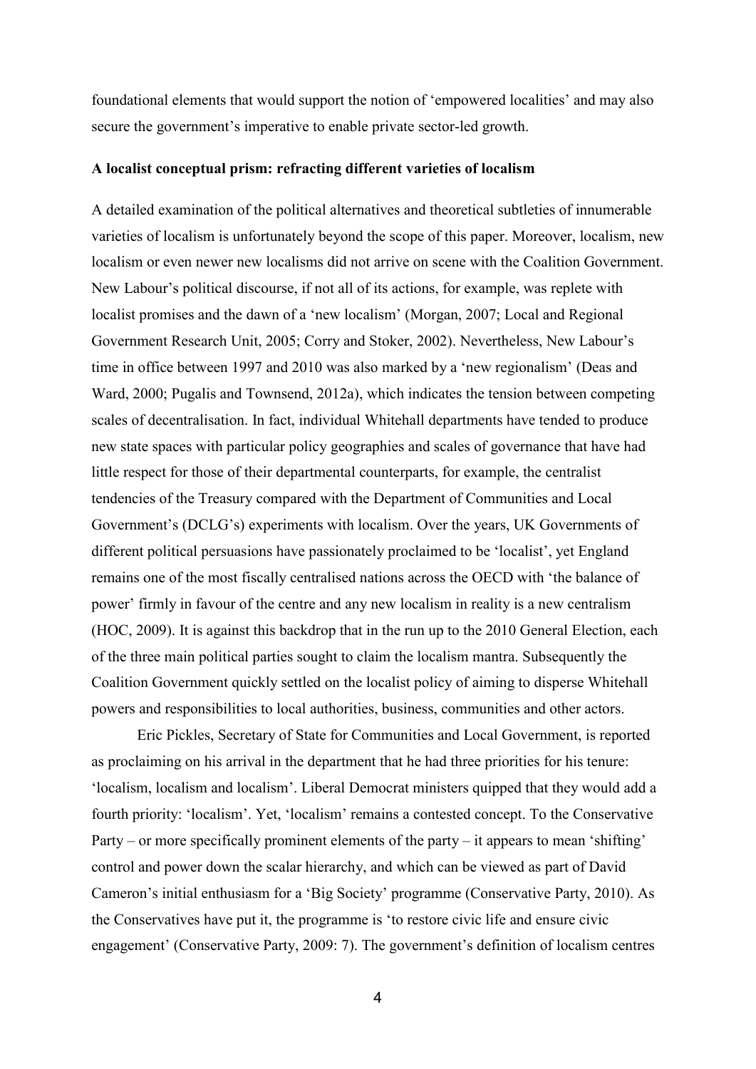foundational elements that would support the notion of 'empowered localities' and may also secure the government's imperative to enable private sector-led growth.

## A localist conceptual prism: refracting different varieties of localism

A detailed examination of the political alternatives and theoretical subtleties of innumerable varieties of localism is unfortunately beyond the scope of this paper. Moreover, localism, new localism or even newer new localisms did not arrive on scene with the Coalition Government. New Labour's political discourse, if not all of its actions, for example, was replete with localist promises and the dawn of a 'new localism' (Morgan, 2007; Local and Regional Government Research Unit, 2005; Corry and Stoker, 2002). Nevertheless, New Labour's time in office between 1997 and 2010 was also marked by a 'new regionalism' (Deas and Ward, 2000; Pugalis and Townsend, 2012a), which indicates the tension between competing scales of decentralisation. In fact, individual Whitehall departments have tended to produce new state spaces with particular policy geographies and scales of governance that have had little respect for those of their departmental counterparts, for example, the centralist tendencies of the Treasury compared with the Department of Communities and Local Government's (DCLG's) experiments with localism. Over the years, UK Governments of different political persuasions have passionately proclaimed to be 'localist', yet England remains one of the most fiscally centralised nations across the OECD with 'the balance of power' firmly in favour of the centre and any new localism in reality is a new centralism (HOC, 2009). It is against this backdrop that in the run up to the 2010 General Election, each of the three main political parties sought to claim the localism mantra. Subsequently the Coalition Government quickly settled on the localist policy of aiming to disperse Whitehall powers and responsibilities to local authorities, business, communities and other actors.

Eric Pickles, Secretary of State for Communities and Local Government, is reported as proclaiming on his arrival in the department that he had three priorities for his tenure: 'localism, localism and localism'. Liberal Democrat ministers quipped that they would add a fourth priority: 'localism'. Yet, 'localism' remains a contested concept. To the Conservative Party – or more specifically prominent elements of the party – it appears to mean 'shifting' control and power down the scalar hierarchy, and which can be viewed as part of David Cameron's initial enthusiasm for a 'Big Society' programme (Conservative Party, 2010). As the Conservatives have put it, the programme is 'to restore civic life and ensure civic engagement' (Conservative Party, 2009: 7). The government's definition of localism centres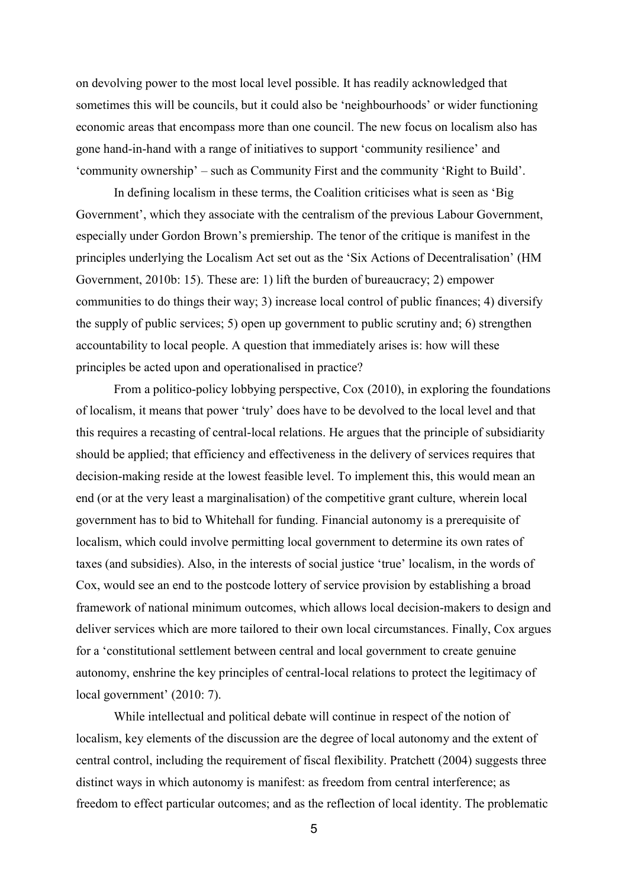on devolving power to the most local level possible. It has readily acknowledged that sometimes this will be councils, but it could also be 'neighbourhoods' or wider functioning economic areas that encompass more than one council. The new focus on localism also has gone hand-in-hand with a range of initiatives to support 'community resilience' and 'community ownership' – such as Community First and the community 'Right to Build'.

In defining localism in these terms, the Coalition criticises what is seen as 'Big Government', which they associate with the centralism of the previous Labour Government, especially under Gordon Brown's premiership. The tenor of the critique is manifest in the principles underlying the Localism Act set out as the 'Six Actions of Decentralisation' (HM Government, 2010b: 15). These are: 1) lift the burden of bureaucracy; 2) empower communities to do things their way; 3) increase local control of public finances; 4) diversify the supply of public services; 5) open up government to public scrutiny and; 6) strengthen accountability to local people. A question that immediately arises is: how will these principles be acted upon and operationalised in practice?

From a politico-policy lobbying perspective, Cox (2010), in exploring the foundations of localism, it means that power 'truly' does have to be devolved to the local level and that this requires a recasting of central-local relations. He argues that the principle of subsidiarity should be applied; that efficiency and effectiveness in the delivery of services requires that decision-making reside at the lowest feasible level. To implement this, this would mean an end (or at the very least a marginalisation) of the competitive grant culture, wherein local government has to bid to Whitehall for funding. Financial autonomy is a prerequisite of localism, which could involve permitting local government to determine its own rates of taxes (and subsidies). Also, in the interests of social justice 'true' localism, in the words of Cox, would see an end to the postcode lottery of service provision by establishing a broad framework of national minimum outcomes, which allows local decision-makers to design and deliver services which are more tailored to their own local circumstances. Finally, Cox argues for a 'constitutional settlement between central and local government to create genuine autonomy, enshrine the key principles of central-local relations to protect the legitimacy of local government' (2010: 7).

While intellectual and political debate will continue in respect of the notion of localism, key elements of the discussion are the degree of local autonomy and the extent of central control, including the requirement of fiscal flexibility. Pratchett (2004) suggests three distinct ways in which autonomy is manifest: as freedom from central interference; as freedom to effect particular outcomes; and as the reflection of local identity. The problematic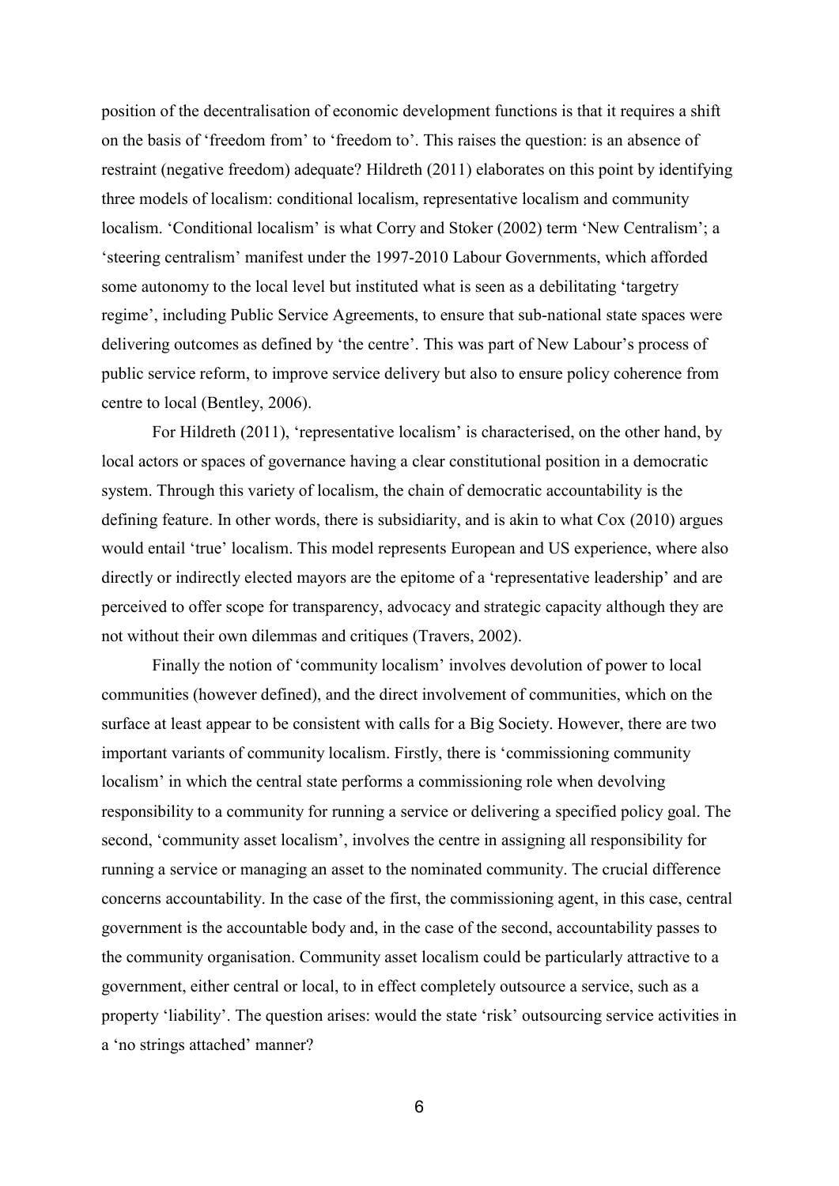position of the decentralisation of economic development functions is that it requires a shift on the basis of 'freedom from' to 'freedom to'. This raises the question: is an absence of restraint (negative freedom) adequate? Hildreth (2011) elaborates on this point by identifying three models of localism: conditional localism, representative localism and community localism. 'Conditional localism' is what Corry and Stoker (2002) term 'New Centralism'; a 'steering centralism' manifest under the 1997-2010 Labour Governments, which afforded some autonomy to the local level but instituted what is seen as a debilitating 'targetry regime', including Public Service Agreements, to ensure that sub-national state spaces were delivering outcomes as defined by 'the centre'. This was part of New Labour's process of public service reform, to improve service delivery but also to ensure policy coherence from centre to local (Bentley, 2006).

For Hildreth (2011), 'representative localism' is characterised, on the other hand, by local actors or spaces of governance having a clear constitutional position in a democratic system. Through this variety of localism, the chain of democratic accountability is the defining feature. In other words, there is subsidiarity, and is akin to what Cox (2010) argues would entail 'true' localism. This model represents European and US experience, where also directly or indirectly elected mayors are the epitome of a 'representative leadership' and are perceived to offer scope for transparency, advocacy and strategic capacity although they are not without their own dilemmas and critiques (Travers, 2002).

Finally the notion of 'community localism' involves devolution of power to local communities (however defined), and the direct involvement of communities, which on the surface at least appear to be consistent with calls for a Big Society. However, there are two important variants of community localism. Firstly, there is 'commissioning community localism' in which the central state performs a commissioning role when devolving responsibility to a community for running a service or delivering a specified policy goal. The second, 'community asset localism', involves the centre in assigning all responsibility for running a service or managing an asset to the nominated community. The crucial difference concerns accountability. In the case of the first, the commissioning agent, in this case, central government is the accountable body and, in the case of the second, accountability passes to the community organisation. Community asset localism could be particularly attractive to a government, either central or local, to in effect completely outsource a service, such as a property 'liability'. The question arises: would the state 'risk' outsourcing service activities in a 'no strings attached' manner?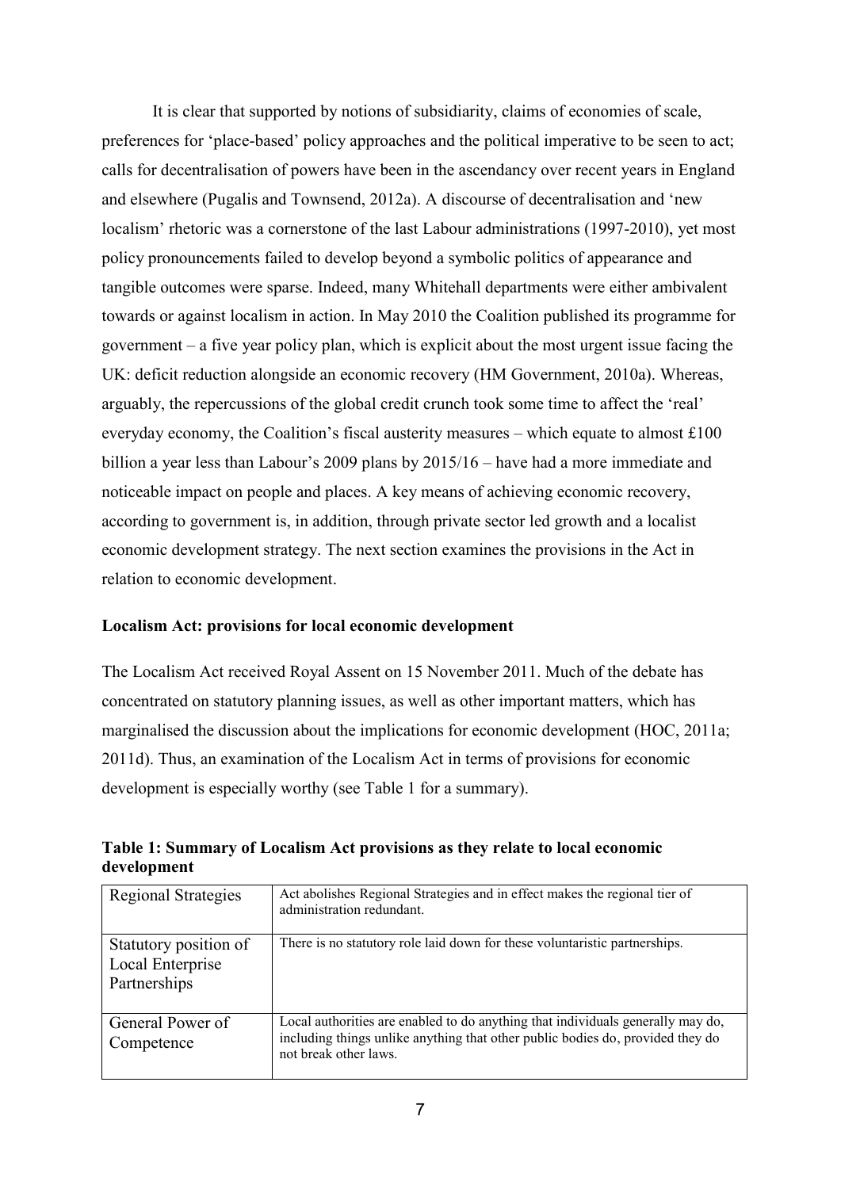It is clear that supported by notions of subsidiarity, claims of economies of scale, preferences for 'place-based' policy approaches and the political imperative to be seen to act; calls for decentralisation of powers have been in the ascendancy over recent years in England and elsewhere (Pugalis and Townsend, 2012a). A discourse of decentralisation and 'new localism' rhetoric was a cornerstone of the last Labour administrations (1997-2010), yet most policy pronouncements failed to develop beyond a symbolic politics of appearance and tangible outcomes were sparse. Indeed, many Whitehall departments were either ambivalent towards or against localism in action. In May 2010 the Coalition published its programme for government – a five year policy plan, which is explicit about the most urgent issue facing the UK: deficit reduction alongside an economic recovery (HM Government, 2010a). Whereas, arguably, the repercussions of the global credit crunch took some time to affect the 'real' everyday economy, the Coalition's fiscal austerity measures – which equate to almost £100 billion a year less than Labour's 2009 plans by 2015/16 – have had a more immediate and noticeable impact on people and places. A key means of achieving economic recovery, according to government is, in addition, through private sector led growth and a localist economic development strategy. The next section examines the provisions in the Act in relation to economic development.

**Localism Act: provisions for local economic development**

The Localism Act received Royal Assent on 15 November 2011. Much of the debate has concentrated on statutory planning issues, as well as other important matters, which has marginalised the discussion about the implications for economic development (HOC, 2011a; 2011d). Thus, an examination of the Localism Act in terms of provisions for economic development is especially worthy (see Table 1 for a summary).

**Table 1: Summary of Localism Act provisions as they relate to local economic development**

| | |
|---|---|
| Regional Strategies | Act abolishes Regional Strategies and in effect makes the regional tier of administration redundant. |
| Statutory position of Local Enterprise Partnerships | There is no statutory role laid down for these voluntaristic partnerships. |
| General Power of Competence | Local authorities are enabled to do anything that individuals generally may do, including things unlike anything that other public bodies do, provided they do not break other laws. |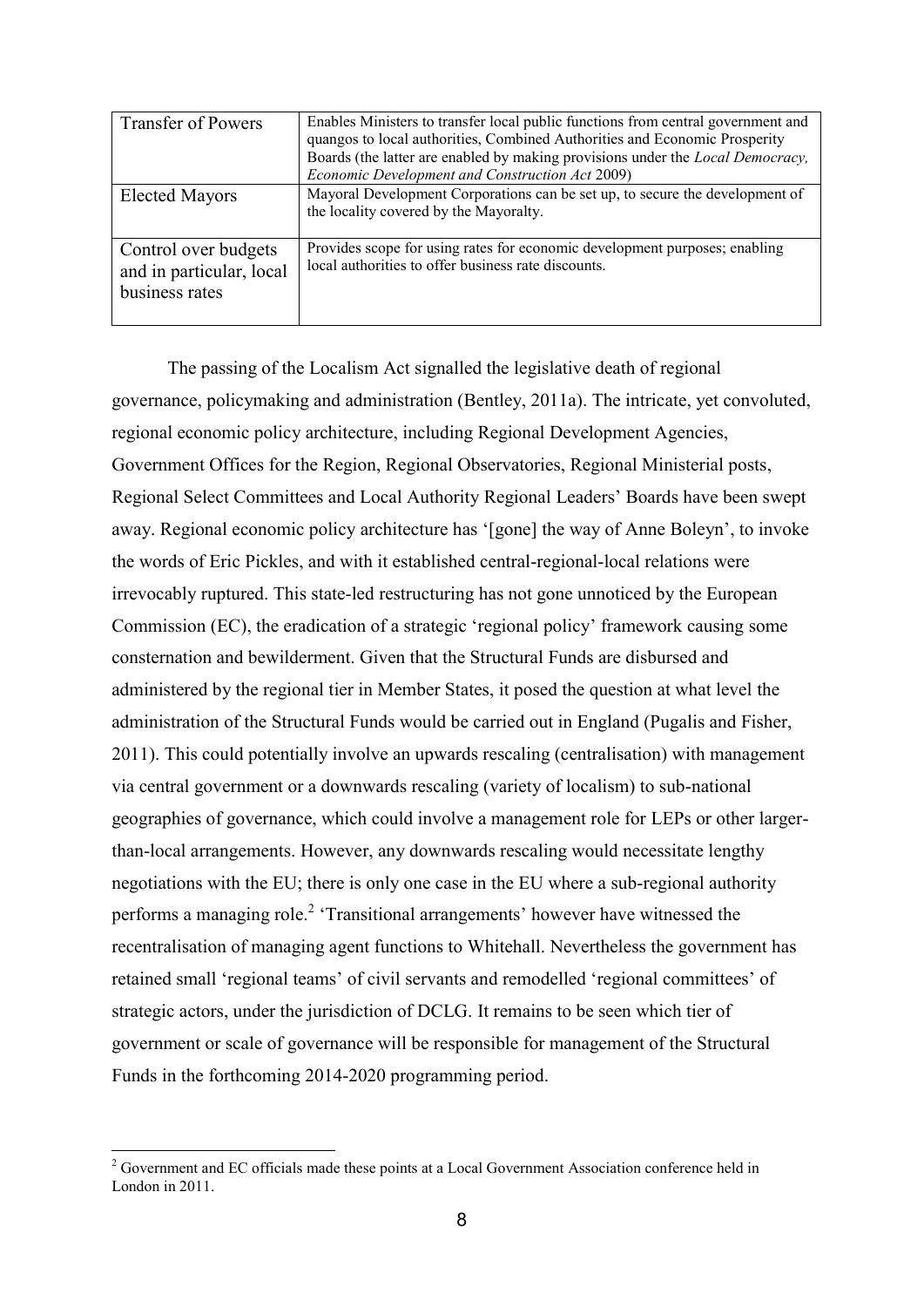| Transfer of Powers | Enables Ministers to transfer local public functions from central government and quangos to local authorities, Combined Authorities and Economic Prosperity Boards (the latter are enabled by making provisions under the *Local Democracy, Economic Development and Construction Act* 2009) |
|---|---|
| Elected Mayors | Mayoral Development Corporations can be set up, to secure the development of the locality covered by the Mayoralty. |
| Control over budgets and in particular, local business rates | Provides scope for using rates for economic development purposes; enabling local authorities to offer business rate discounts. |

The passing of the Localism Act signalled the legislative death of regional governance, policymaking and administration (Bentley, 2011a). The intricate, yet convoluted, regional economic policy architecture, including Regional Development Agencies, Government Offices for the Region, Regional Observatories, Regional Ministerial posts, Regional Select Committees and Local Authority Regional Leaders' Boards have been swept away. Regional economic policy architecture has '[gone] the way of Anne Boleyn', to invoke the words of Eric Pickles, and with it established central-regional-local relations were irrevocably ruptured. This state-led restructuring has not gone unnoticed by the European Commission (EC), the eradication of a strategic 'regional policy' framework causing some consternation and bewilderment. Given that the Structural Funds are disbursed and administered by the regional tier in Member States, it posed the question at what level the administration of the Structural Funds would be carried out in England (Pugalis and Fisher, 2011). This could potentially involve an upwards rescaling (centralisation) with management via central government or a downwards rescaling (variety of localism) to sub-national geographies of governance, which could involve a management role for LEPs or other larger-than-local arrangements. However, any downwards rescaling would necessitate lengthy negotiations with the EU; there is only one case in the EU where a sub-regional authority performs a managing role.[2] 'Transitional arrangements' however have witnessed the recentralisation of managing agent functions to Whitehall. Nevertheless the government has retained small 'regional teams' of civil servants and remodelled 'regional committees' of strategic actors, under the jurisdiction of DCLG. It remains to be seen which tier of government or scale of governance will be responsible for management of the Structural Funds in the forthcoming 2014-2020 programming period.

[2] Government and EC officials made these points at a Local Government Association conference held in London in 2011.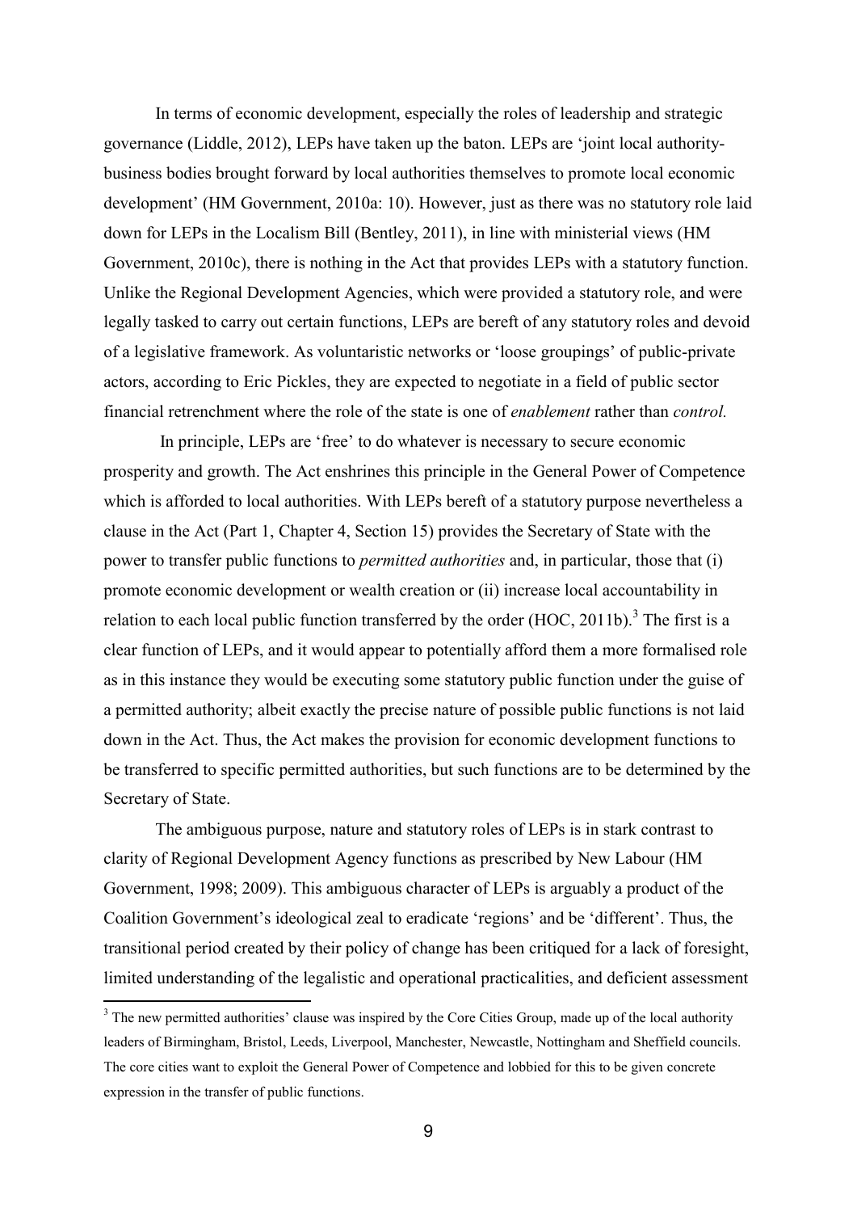In terms of economic development, especially the roles of leadership and strategic governance (Liddle, 2012), LEPs have taken up the baton. LEPs are 'joint local authority-business bodies brought forward by local authorities themselves to promote local economic development' (HM Government, 2010a: 10). However, just as there was no statutory role laid down for LEPs in the Localism Bill (Bentley, 2011), in line with ministerial views (HM Government, 2010c), there is nothing in the Act that provides LEPs with a statutory function. Unlike the Regional Development Agencies, which were provided a statutory role, and were legally tasked to carry out certain functions, LEPs are bereft of any statutory roles and devoid of a legislative framework. As voluntaristic networks or 'loose groupings' of public-private actors, according to Eric Pickles, they are expected to negotiate in a field of public sector financial retrenchment where the role of the state is one of *enablement* rather than *control.*

In principle, LEPs are 'free' to do whatever is necessary to secure economic prosperity and growth. The Act enshrines this principle in the General Power of Competence which is afforded to local authorities. With LEPs bereft of a statutory purpose nevertheless a clause in the Act (Part 1, Chapter 4, Section 15) provides the Secretary of State with the power to transfer public functions to *permitted authorities* and, in particular, those that (i) promote economic development or wealth creation or (ii) increase local accountability in relation to each local public function transferred by the order (HOC, 2011b).[3] The first is a clear function of LEPs, and it would appear to potentially afford them a more formalised role as in this instance they would be executing some statutory public function under the guise of a permitted authority; albeit exactly the precise nature of possible public functions is not laid down in the Act. Thus, the Act makes the provision for economic development functions to be transferred to specific permitted authorities, but such functions are to be determined by the Secretary of State.

The ambiguous purpose, nature and statutory roles of LEPs is in stark contrast to clarity of Regional Development Agency functions as prescribed by New Labour (HM Government, 1998; 2009). This ambiguous character of LEPs is arguably a product of the Coalition Government's ideological zeal to eradicate 'regions' and be 'different'. Thus, the transitional period created by their policy of change has been critiqued for a lack of foresight, limited understanding of the legalistic and operational practicalities, and deficient assessment

[3] The new permitted authorities' clause was inspired by the Core Cities Group, made up of the local authority leaders of Birmingham, Bristol, Leeds, Liverpool, Manchester, Newcastle, Nottingham and Sheffield councils. The core cities want to exploit the General Power of Competence and lobbied for this to be given concrete expression in the transfer of public functions.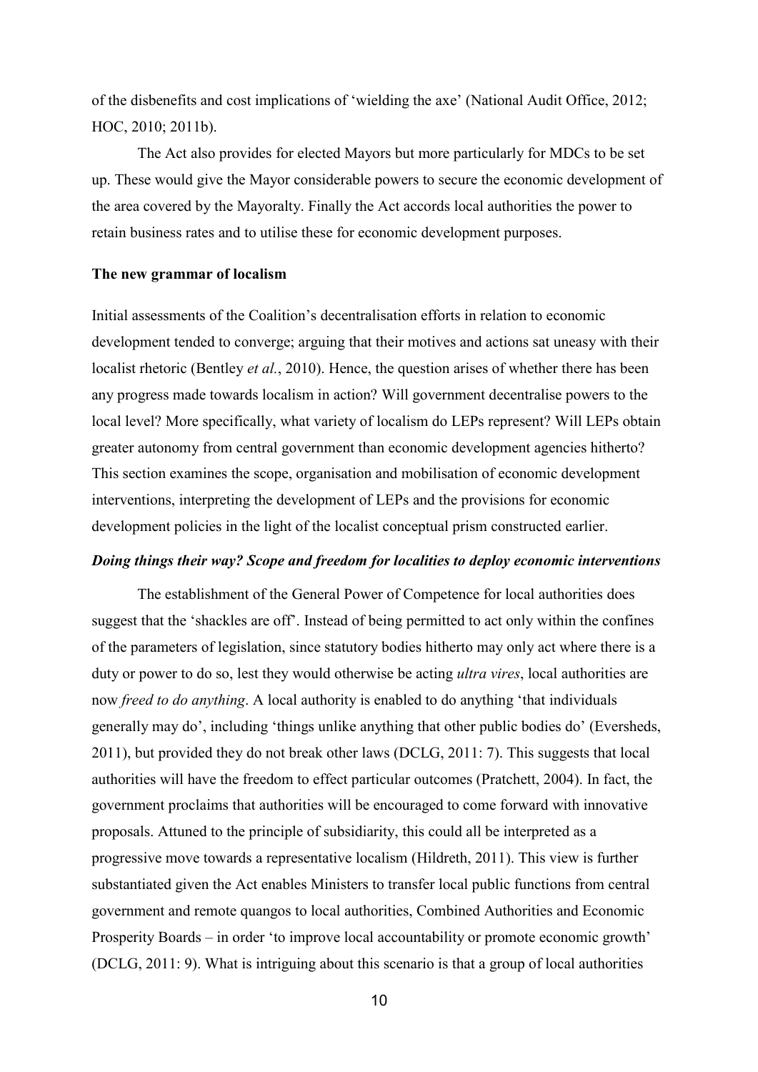of the disbenefits and cost implications of 'wielding the axe' (National Audit Office, 2012; HOC, 2010; 2011b).

The Act also provides for elected Mayors but more particularly for MDCs to be set up. These would give the Mayor considerable powers to secure the economic development of the area covered by the Mayoralty. Finally the Act accords local authorities the power to retain business rates and to utilise these for economic development purposes.

**The new grammar of localism**

Initial assessments of the Coalition's decentralisation efforts in relation to economic development tended to converge; arguing that their motives and actions sat uneasy with their localist rhetoric (Bentley *et al.*, 2010). Hence, the question arises of whether there has been any progress made towards localism in action? Will government decentralise powers to the local level? More specifically, what variety of localism do LEPs represent? Will LEPs obtain greater autonomy from central government than economic development agencies hitherto? This section examines the scope, organisation and mobilisation of economic development interventions, interpreting the development of LEPs and the provisions for economic development policies in the light of the localist conceptual prism constructed earlier.

***Doing things their way? Scope and freedom for localities to deploy economic interventions***

The establishment of the General Power of Competence for local authorities does suggest that the 'shackles are off'. Instead of being permitted to act only within the confines of the parameters of legislation, since statutory bodies hitherto may only act where there is a duty or power to do so, lest they would otherwise be acting *ultra vires*, local authorities are now *freed to do anything*. A local authority is enabled to do anything 'that individuals generally may do', including 'things unlike anything that other public bodies do' (Eversheds, 2011), but provided they do not break other laws (DCLG, 2011: 7). This suggests that local authorities will have the freedom to effect particular outcomes (Pratchett, 2004). In fact, the government proclaims that authorities will be encouraged to come forward with innovative proposals. Attuned to the principle of subsidiarity, this could all be interpreted as a progressive move towards a representative localism (Hildreth, 2011). This view is further substantiated given the Act enables Ministers to transfer local public functions from central government and remote quangos to local authorities, Combined Authorities and Economic Prosperity Boards – in order 'to improve local accountability or promote economic growth' (DCLG, 2011: 9). What is intriguing about this scenario is that a group of local authorities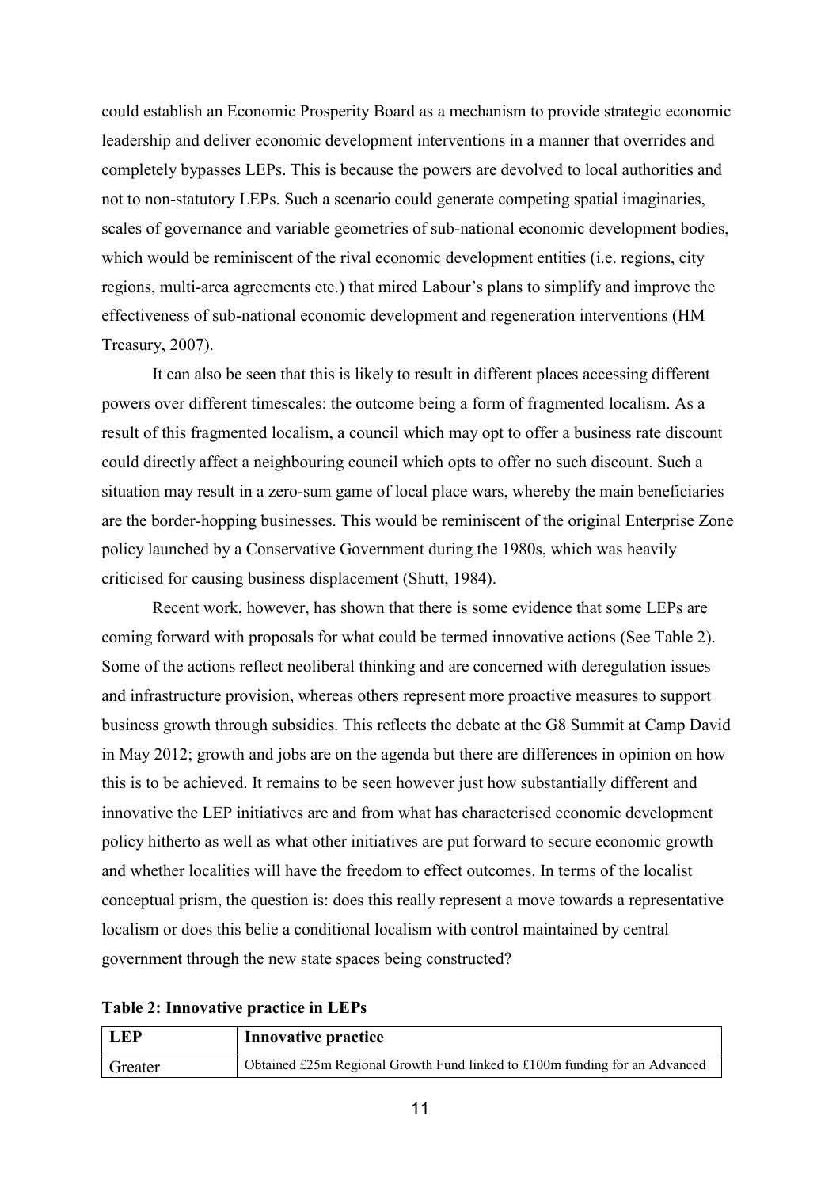could establish an Economic Prosperity Board as a mechanism to provide strategic economic leadership and deliver economic development interventions in a manner that overrides and completely bypasses LEPs. This is because the powers are devolved to local authorities and not to non-statutory LEPs. Such a scenario could generate competing spatial imaginaries, scales of governance and variable geometries of sub-national economic development bodies, which would be reminiscent of the rival economic development entities (i.e. regions, city regions, multi-area agreements etc.) that mired Labour's plans to simplify and improve the effectiveness of sub-national economic development and regeneration interventions (HM Treasury, 2007).

It can also be seen that this is likely to result in different places accessing different powers over different timescales: the outcome being a form of fragmented localism. As a result of this fragmented localism, a council which may opt to offer a business rate discount could directly affect a neighbouring council which opts to offer no such discount. Such a situation may result in a zero-sum game of local place wars, whereby the main beneficiaries are the border-hopping businesses. This would be reminiscent of the original Enterprise Zone policy launched by a Conservative Government during the 1980s, which was heavily criticised for causing business displacement (Shutt, 1984).

Recent work, however, has shown that there is some evidence that some LEPs are coming forward with proposals for what could be termed innovative actions (See Table 2). Some of the actions reflect neoliberal thinking and are concerned with deregulation issues and infrastructure provision, whereas others represent more proactive measures to support business growth through subsidies. This reflects the debate at the G8 Summit at Camp David in May 2012; growth and jobs are on the agenda but there are differences in opinion on how this is to be achieved. It remains to be seen however just how substantially different and innovative the LEP initiatives are and from what has characterised economic development policy hitherto as well as what other initiatives are put forward to secure economic growth and whether localities will have the freedom to effect outcomes. In terms of the localist conceptual prism, the question is: does this really represent a move towards a representative localism or does this belie a conditional localism with control maintained by central government through the new state spaces being constructed?

**Table 2: Innovative practice in LEPs**

| LEP | Innovative practice |
|---|---|
| Greater | Obtained £25m Regional Growth Fund linked to £100m funding for an Advanced |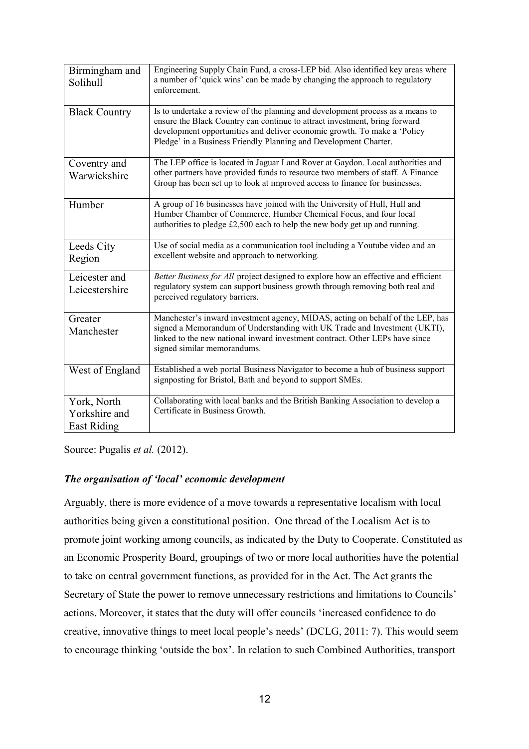| Birmingham and Solihull | Engineering Supply Chain Fund, a cross-LEP bid. Also identified key areas where a number of 'quick wins' can be made by changing the approach to regulatory enforcement. |
|---|---|
| Black Country | Is to undertake a review of the planning and development process as a means to ensure the Black Country can continue to attract investment, bring forward development opportunities and deliver economic growth. To make a 'Policy Pledge' in a Business Friendly Planning and Development Charter. |
| Coventry and Warwickshire | The LEP office is located in Jaguar Land Rover at Gaydon. Local authorities and other partners have provided funds to resource two members of staff. A Finance Group has been set up to look at improved access to finance for businesses. |
| Humber | A group of 16 businesses have joined with the University of Hull, Hull and Humber Chamber of Commerce, Humber Chemical Focus, and four local authorities to pledge £2,500 each to help the new body get up and running. |
| Leeds City Region | Use of social media as a communication tool including a Youtube video and an excellent website and approach to networking. |
| Leicester and Leicestershire | *Better Business for All* project designed to explore how an effective and efficient regulatory system can support business growth through removing both real and perceived regulatory barriers. |
| Greater Manchester | Manchester's inward investment agency, MIDAS, acting on behalf of the LEP, has signed a Memorandum of Understanding with UK Trade and Investment (UKTI), linked to the new national inward investment contract. Other LEPs have since signed similar memorandums. |
| West of England | Established a web portal Business Navigator to become a hub of business support signposting for Bristol, Bath and beyond to support SMEs. |
| York, North Yorkshire and East Riding | Collaborating with local banks and the British Banking Association to develop a Certificate in Business Growth. |

Source: Pugalis *et al.* (2012).

### *The organisation of 'local' economic development*

Arguably, there is more evidence of a move towards a representative localism with local authorities being given a constitutional position. One thread of the Localism Act is to promote joint working among councils, as indicated by the Duty to Cooperate. Constituted as an Economic Prosperity Board, groupings of two or more local authorities have the potential to take on central government functions, as provided for in the Act. The Act grants the Secretary of State the power to remove unnecessary restrictions and limitations to Councils' actions. Moreover, it states that the duty will offer councils 'increased confidence to do creative, innovative things to meet local people's needs' (DCLG, 2011: 7). This would seem to encourage thinking 'outside the box'. In relation to such Combined Authorities, transport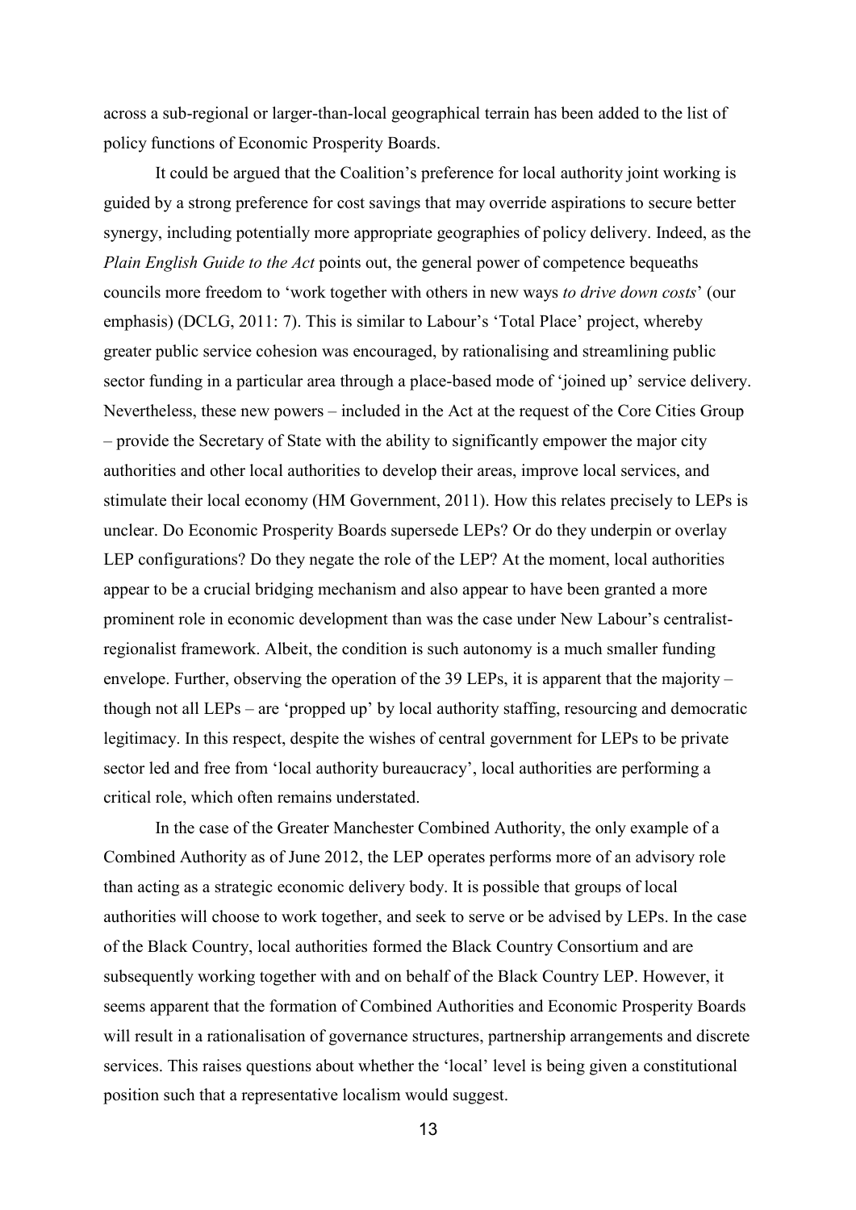across a sub-regional or larger-than-local geographical terrain has been added to the list of policy functions of Economic Prosperity Boards.

It could be argued that the Coalition's preference for local authority joint working is guided by a strong preference for cost savings that may override aspirations to secure better synergy, including potentially more appropriate geographies of policy delivery. Indeed, as the *Plain English Guide to the Act* points out, the general power of competence bequeaths councils more freedom to 'work together with others in new ways *to drive down costs*' (our emphasis) (DCLG, 2011: 7). This is similar to Labour's 'Total Place' project, whereby greater public service cohesion was encouraged, by rationalising and streamlining public sector funding in a particular area through a place-based mode of 'joined up' service delivery. Nevertheless, these new powers – included in the Act at the request of the Core Cities Group – provide the Secretary of State with the ability to significantly empower the major city authorities and other local authorities to develop their areas, improve local services, and stimulate their local economy (HM Government, 2011). How this relates precisely to LEPs is unclear. Do Economic Prosperity Boards supersede LEPs? Or do they underpin or overlay LEP configurations? Do they negate the role of the LEP? At the moment, local authorities appear to be a crucial bridging mechanism and also appear to have been granted a more prominent role in economic development than was the case under New Labour's centralist-regionalist framework. Albeit, the condition is such autonomy is a much smaller funding envelope. Further, observing the operation of the 39 LEPs, it is apparent that the majority – though not all LEPs – are 'propped up' by local authority staffing, resourcing and democratic legitimacy. In this respect, despite the wishes of central government for LEPs to be private sector led and free from 'local authority bureaucracy', local authorities are performing a critical role, which often remains understated.

In the case of the Greater Manchester Combined Authority, the only example of a Combined Authority as of June 2012, the LEP operates performs more of an advisory role than acting as a strategic economic delivery body. It is possible that groups of local authorities will choose to work together, and seek to serve or be advised by LEPs. In the case of the Black Country, local authorities formed the Black Country Consortium and are subsequently working together with and on behalf of the Black Country LEP. However, it seems apparent that the formation of Combined Authorities and Economic Prosperity Boards will result in a rationalisation of governance structures, partnership arrangements and discrete services. This raises questions about whether the 'local' level is being given a constitutional position such that a representative localism would suggest.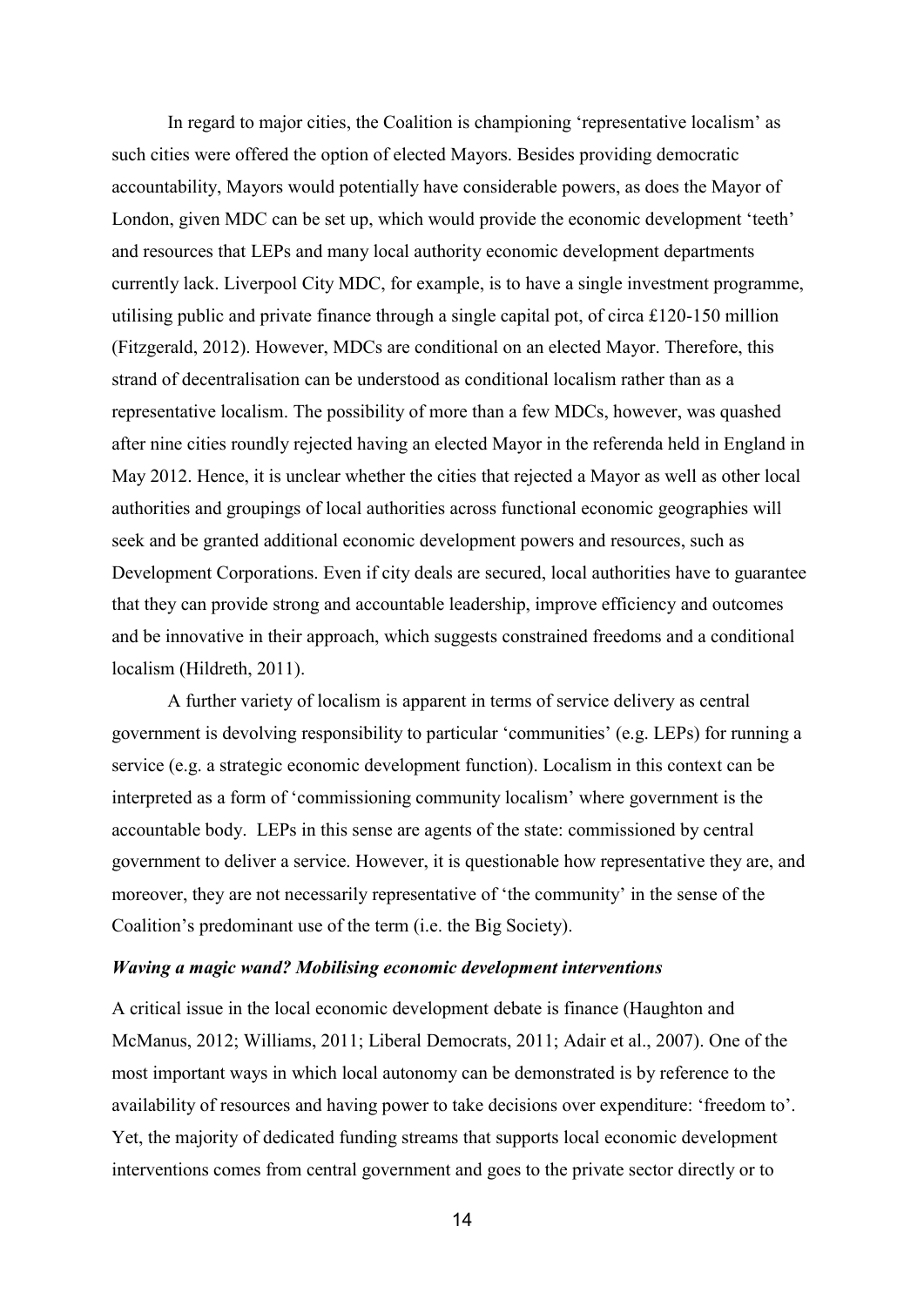In regard to major cities, the Coalition is championing 'representative localism' as such cities were offered the option of elected Mayors. Besides providing democratic accountability, Mayors would potentially have considerable powers, as does the Mayor of London, given MDC can be set up, which would provide the economic development 'teeth' and resources that LEPs and many local authority economic development departments currently lack. Liverpool City MDC, for example, is to have a single investment programme, utilising public and private finance through a single capital pot, of circa £120-150 million (Fitzgerald, 2012). However, MDCs are conditional on an elected Mayor. Therefore, this strand of decentralisation can be understood as conditional localism rather than as a representative localism. The possibility of more than a few MDCs, however, was quashed after nine cities roundly rejected having an elected Mayor in the referenda held in England in May 2012. Hence, it is unclear whether the cities that rejected a Mayor as well as other local authorities and groupings of local authorities across functional economic geographies will seek and be granted additional economic development powers and resources, such as Development Corporations. Even if city deals are secured, local authorities have to guarantee that they can provide strong and accountable leadership, improve efficiency and outcomes and be innovative in their approach, which suggests constrained freedoms and a conditional localism (Hildreth, 2011).

A further variety of localism is apparent in terms of service delivery as central government is devolving responsibility to particular 'communities' (e.g. LEPs) for running a service (e.g. a strategic economic development function). Localism in this context can be interpreted as a form of 'commissioning community localism' where government is the accountable body. LEPs in this sense are agents of the state: commissioned by central government to deliver a service. However, it is questionable how representative they are, and moreover, they are not necessarily representative of 'the community' in the sense of the Coalition's predominant use of the term (i.e. the Big Society).

### *Waving a magic wand? Mobilising economic development interventions*

A critical issue in the local economic development debate is finance (Haughton and McManus, 2012; Williams, 2011; Liberal Democrats, 2011; Adair et al., 2007). One of the most important ways in which local autonomy can be demonstrated is by reference to the availability of resources and having power to take decisions over expenditure: 'freedom to'. Yet, the majority of dedicated funding streams that supports local economic development interventions comes from central government and goes to the private sector directly or to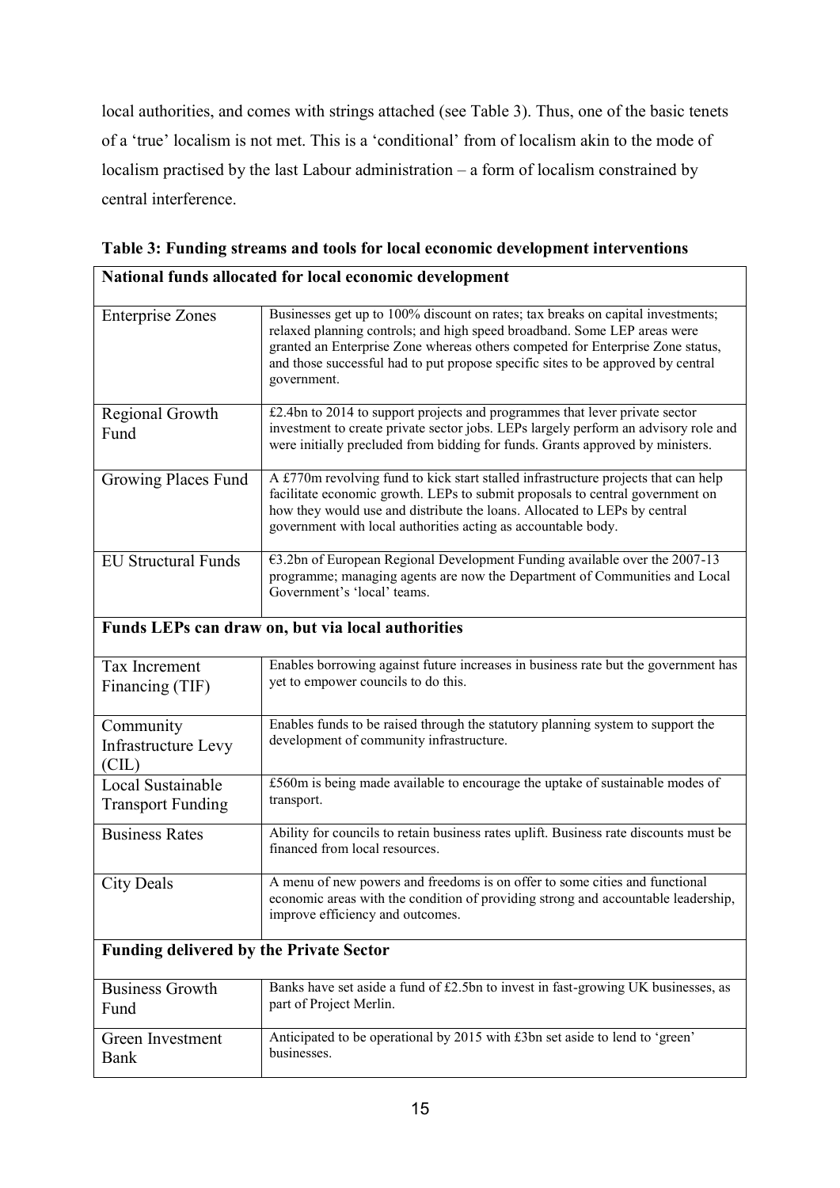local authorities, and comes with strings attached (see Table 3). Thus, one of the basic tenets of a 'true' localism is not met. This is a 'conditional' from of localism akin to the mode of localism practised by the last Labour administration – a form of localism constrained by central interference.

**Table 3: Funding streams and tools for local economic development interventions**

| **National funds allocated for local economic development** | |
|---|---|
| Enterprise Zones | Businesses get up to 100% discount on rates; tax breaks on capital investments; relaxed planning controls; and high speed broadband. Some LEP areas were granted an Enterprise Zone whereas others competed for Enterprise Zone status, and those successful had to put propose specific sites to be approved by central government. |
| Regional Growth Fund | £2.4bn to 2014 to support projects and programmes that lever private sector investment to create private sector jobs. LEPs largely perform an advisory role and were initially precluded from bidding for funds. Grants approved by ministers. |
| Growing Places Fund | A £770m revolving fund to kick start stalled infrastructure projects that can help facilitate economic growth. LEPs to submit proposals to central government on how they would use and distribute the loans. Allocated to LEPs by central government with local authorities acting as accountable body. |
| EU Structural Funds | €3.2bn of European Regional Development Funding available over the 2007-13 programme; managing agents are now the Department of Communities and Local Government's 'local' teams. |
| **Funds LEPs can draw on, but via local authorities** | |
| Tax Increment Financing (TIF) | Enables borrowing against future increases in business rate but the government has yet to empower councils to do this. |
| Community Infrastructure Levy (CIL) | Enables funds to be raised through the statutory planning system to support the development of community infrastructure. |
| Local Sustainable Transport Funding | £560m is being made available to encourage the uptake of sustainable modes of transport. |
| Business Rates | Ability for councils to retain business rates uplift. Business rate discounts must be financed from local resources. |
| City Deals | A menu of new powers and freedoms is on offer to some cities and functional economic areas with the condition of providing strong and accountable leadership, improve efficiency and outcomes. |
| **Funding delivered by the Private Sector** | |
| Business Growth Fund | Banks have set aside a fund of £2.5bn to invest in fast-growing UK businesses, as part of Project Merlin. |
| Green Investment Bank | Anticipated to be operational by 2015 with £3bn set aside to lend to 'green' businesses. |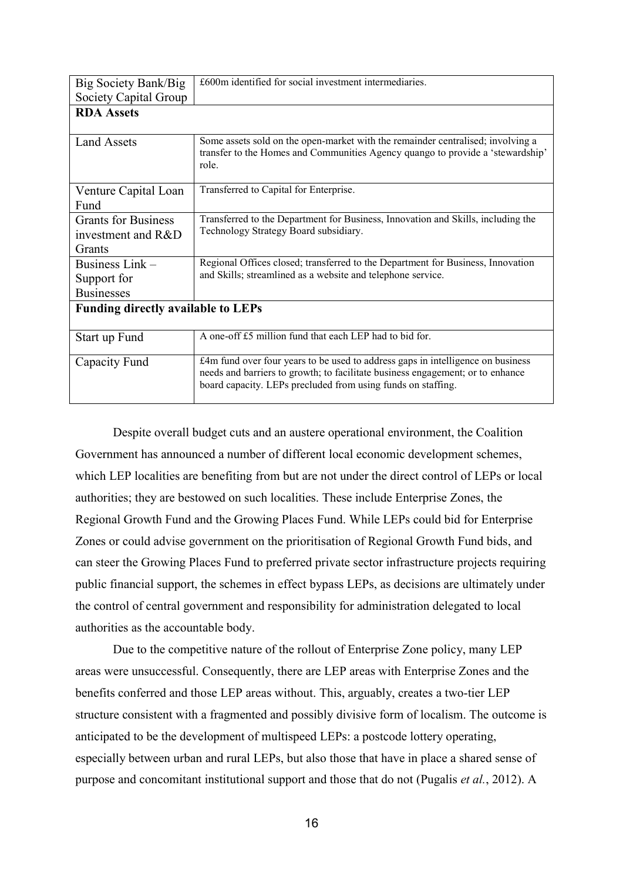| | |
|---|---|
| Big Society Bank/Big Society Capital Group | £600m identified for social investment intermediaries. |
| **RDA Assets** | |
| Land Assets | Some assets sold on the open-market with the remainder centralised; involving a transfer to the Homes and Communities Agency quango to provide a 'stewardship' role. |
| Venture Capital Loan Fund | Transferred to Capital for Enterprise. |
| Grants for Business investment and R&D Grants | Transferred to the Department for Business, Innovation and Skills, including the Technology Strategy Board subsidiary. |
| Business Link – Support for Businesses | Regional Offices closed; transferred to the Department for Business, Innovation and Skills; streamlined as a website and telephone service. |
| **Funding directly available to LEPs** | |
| Start up Fund | A one-off £5 million fund that each LEP had to bid for. |
| Capacity Fund | £4m fund over four years to be used to address gaps in intelligence on business needs and barriers to growth; to facilitate business engagement; or to enhance board capacity. LEPs precluded from using funds on staffing. |

Despite overall budget cuts and an austere operational environment, the Coalition Government has announced a number of different local economic development schemes, which LEP localities are benefiting from but are not under the direct control of LEPs or local authorities; they are bestowed on such localities. These include Enterprise Zones, the Regional Growth Fund and the Growing Places Fund. While LEPs could bid for Enterprise Zones or could advise government on the prioritisation of Regional Growth Fund bids, and can steer the Growing Places Fund to preferred private sector infrastructure projects requiring public financial support, the schemes in effect bypass LEPs, as decisions are ultimately under the control of central government and responsibility for administration delegated to local authorities as the accountable body.

Due to the competitive nature of the rollout of Enterprise Zone policy, many LEP areas were unsuccessful. Consequently, there are LEP areas with Enterprise Zones and the benefits conferred and those LEP areas without. This, arguably, creates a two-tier LEP structure consistent with a fragmented and possibly divisive form of localism. The outcome is anticipated to be the development of multispeed LEPs: a postcode lottery operating, especially between urban and rural LEPs, but also those that have in place a shared sense of purpose and concomitant institutional support and those that do not (Pugalis *et al.*, 2012). A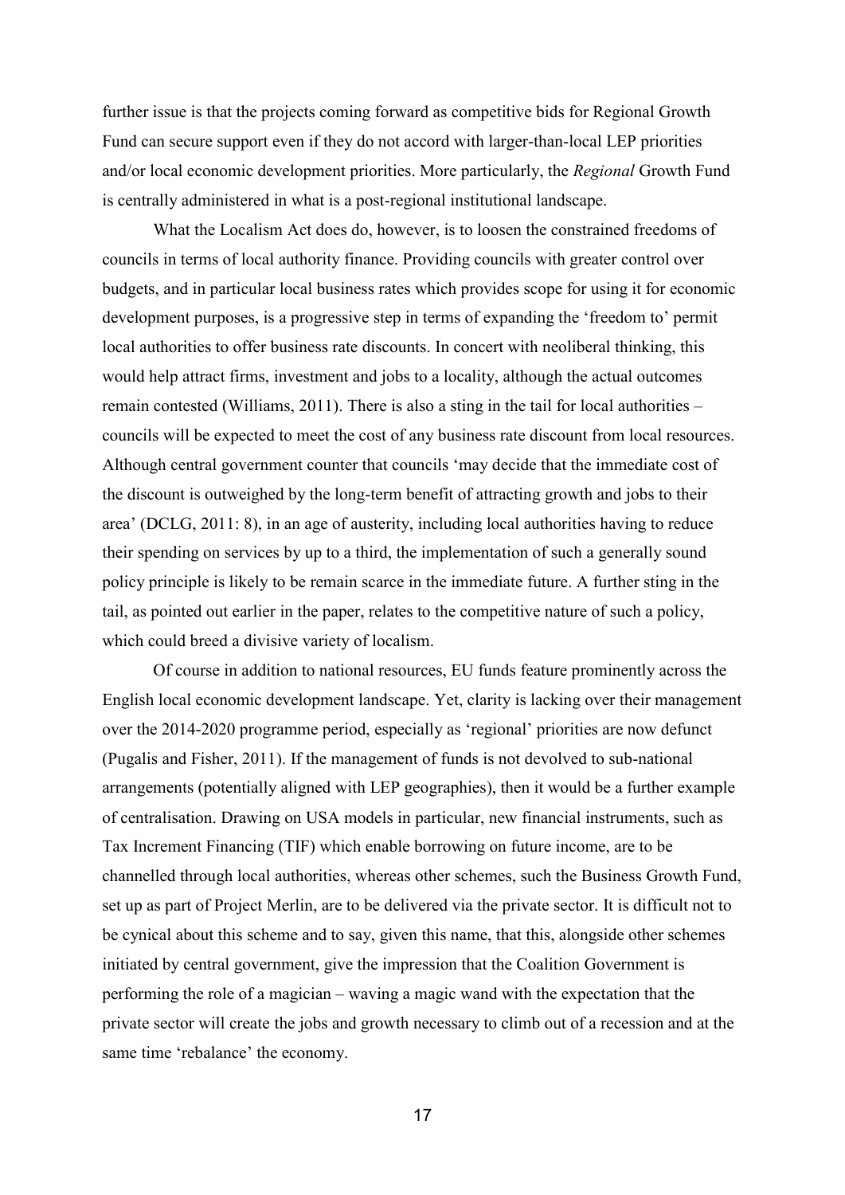further issue is that the projects coming forward as competitive bids for Regional Growth Fund can secure support even if they do not accord with larger-than-local LEP priorities and/or local economic development priorities. More particularly, the *Regional* Growth Fund is centrally administered in what is a post-regional institutional landscape.

What the Localism Act does do, however, is to loosen the constrained freedoms of councils in terms of local authority finance. Providing councils with greater control over budgets, and in particular local business rates which provides scope for using it for economic development purposes, is a progressive step in terms of expanding the 'freedom to' permit local authorities to offer business rate discounts. In concert with neoliberal thinking, this would help attract firms, investment and jobs to a locality, although the actual outcomes remain contested (Williams, 2011). There is also a sting in the tail for local authorities – councils will be expected to meet the cost of any business rate discount from local resources. Although central government counter that councils 'may decide that the immediate cost of the discount is outweighed by the long-term benefit of attracting growth and jobs to their area' (DCLG, 2011: 8), in an age of austerity, including local authorities having to reduce their spending on services by up to a third, the implementation of such a generally sound policy principle is likely to be remain scarce in the immediate future. A further sting in the tail, as pointed out earlier in the paper, relates to the competitive nature of such a policy, which could breed a divisive variety of localism.

Of course in addition to national resources, EU funds feature prominently across the English local economic development landscape. Yet, clarity is lacking over their management over the 2014-2020 programme period, especially as 'regional' priorities are now defunct (Pugalis and Fisher, 2011). If the management of funds is not devolved to sub-national arrangements (potentially aligned with LEP geographies), then it would be a further example of centralisation. Drawing on USA models in particular, new financial instruments, such as Tax Increment Financing (TIF) which enable borrowing on future income, are to be channelled through local authorities, whereas other schemes, such the Business Growth Fund, set up as part of Project Merlin, are to be delivered via the private sector. It is difficult not to be cynical about this scheme and to say, given this name, that this, alongside other schemes initiated by central government, give the impression that the Coalition Government is performing the role of a magician – waving a magic wand with the expectation that the private sector will create the jobs and growth necessary to climb out of a recession and at the same time 'rebalance' the economy.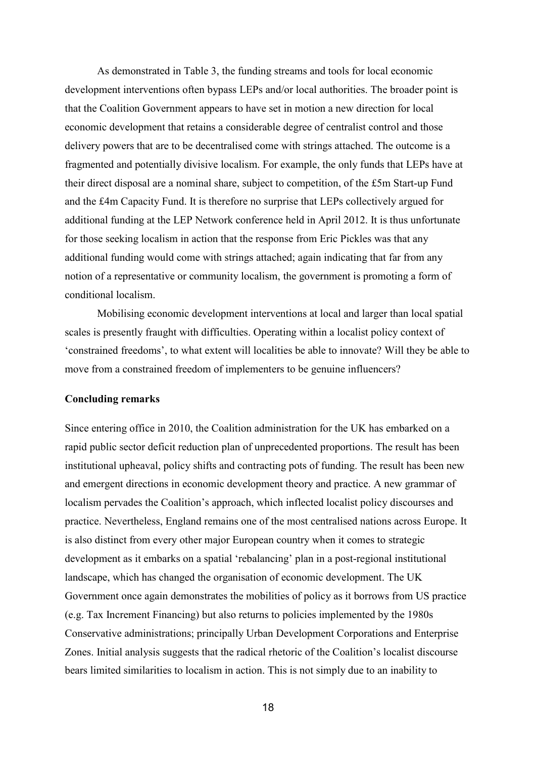As demonstrated in Table 3, the funding streams and tools for local economic development interventions often bypass LEPs and/or local authorities. The broader point is that the Coalition Government appears to have set in motion a new direction for local economic development that retains a considerable degree of centralist control and those delivery powers that are to be decentralised come with strings attached. The outcome is a fragmented and potentially divisive localism. For example, the only funds that LEPs have at their direct disposal are a nominal share, subject to competition, of the £5m Start-up Fund and the £4m Capacity Fund. It is therefore no surprise that LEPs collectively argued for additional funding at the LEP Network conference held in April 2012. It is thus unfortunate for those seeking localism in action that the response from Eric Pickles was that any additional funding would come with strings attached; again indicating that far from any notion of a representative or community localism, the government is promoting a form of conditional localism.

Mobilising economic development interventions at local and larger than local spatial scales is presently fraught with difficulties. Operating within a localist policy context of 'constrained freedoms', to what extent will localities be able to innovate? Will they be able to move from a constrained freedom of implementers to be genuine influencers?

**Concluding remarks**

Since entering office in 2010, the Coalition administration for the UK has embarked on a rapid public sector deficit reduction plan of unprecedented proportions. The result has been institutional upheaval, policy shifts and contracting pots of funding. The result has been new and emergent directions in economic development theory and practice. A new grammar of localism pervades the Coalition's approach, which inflected localist policy discourses and practice. Nevertheless, England remains one of the most centralised nations across Europe. It is also distinct from every other major European country when it comes to strategic development as it embarks on a spatial 'rebalancing' plan in a post-regional institutional landscape, which has changed the organisation of economic development. The UK Government once again demonstrates the mobilities of policy as it borrows from US practice (e.g. Tax Increment Financing) but also returns to policies implemented by the 1980s Conservative administrations; principally Urban Development Corporations and Enterprise Zones. Initial analysis suggests that the radical rhetoric of the Coalition's localist discourse bears limited similarities to localism in action. This is not simply due to an inability to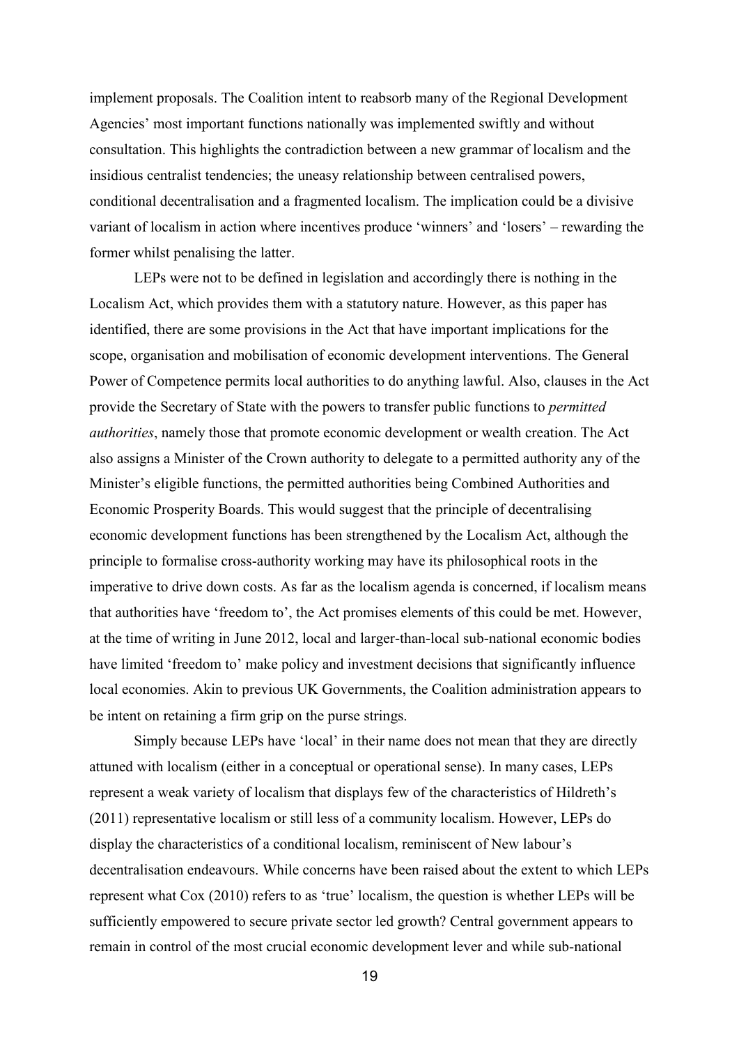implement proposals. The Coalition intent to reabsorb many of the Regional Development Agencies' most important functions nationally was implemented swiftly and without consultation. This highlights the contradiction between a new grammar of localism and the insidious centralist tendencies; the uneasy relationship between centralised powers, conditional decentralisation and a fragmented localism. The implication could be a divisive variant of localism in action where incentives produce 'winners' and 'losers' – rewarding the former whilst penalising the latter.

LEPs were not to be defined in legislation and accordingly there is nothing in the Localism Act, which provides them with a statutory nature. However, as this paper has identified, there are some provisions in the Act that have important implications for the scope, organisation and mobilisation of economic development interventions. The General Power of Competence permits local authorities to do anything lawful. Also, clauses in the Act provide the Secretary of State with the powers to transfer public functions to *permitted authorities*, namely those that promote economic development or wealth creation. The Act also assigns a Minister of the Crown authority to delegate to a permitted authority any of the Minister's eligible functions, the permitted authorities being Combined Authorities and Economic Prosperity Boards. This would suggest that the principle of decentralising economic development functions has been strengthened by the Localism Act, although the principle to formalise cross-authority working may have its philosophical roots in the imperative to drive down costs. As far as the localism agenda is concerned, if localism means that authorities have 'freedom to', the Act promises elements of this could be met. However, at the time of writing in June 2012, local and larger-than-local sub-national economic bodies have limited 'freedom to' make policy and investment decisions that significantly influence local economies. Akin to previous UK Governments, the Coalition administration appears to be intent on retaining a firm grip on the purse strings.

Simply because LEPs have 'local' in their name does not mean that they are directly attuned with localism (either in a conceptual or operational sense). In many cases, LEPs represent a weak variety of localism that displays few of the characteristics of Hildreth's (2011) representative localism or still less of a community localism. However, LEPs do display the characteristics of a conditional localism, reminiscent of New labour's decentralisation endeavours. While concerns have been raised about the extent to which LEPs represent what Cox (2010) refers to as 'true' localism, the question is whether LEPs will be sufficiently empowered to secure private sector led growth? Central government appears to remain in control of the most crucial economic development lever and while sub-national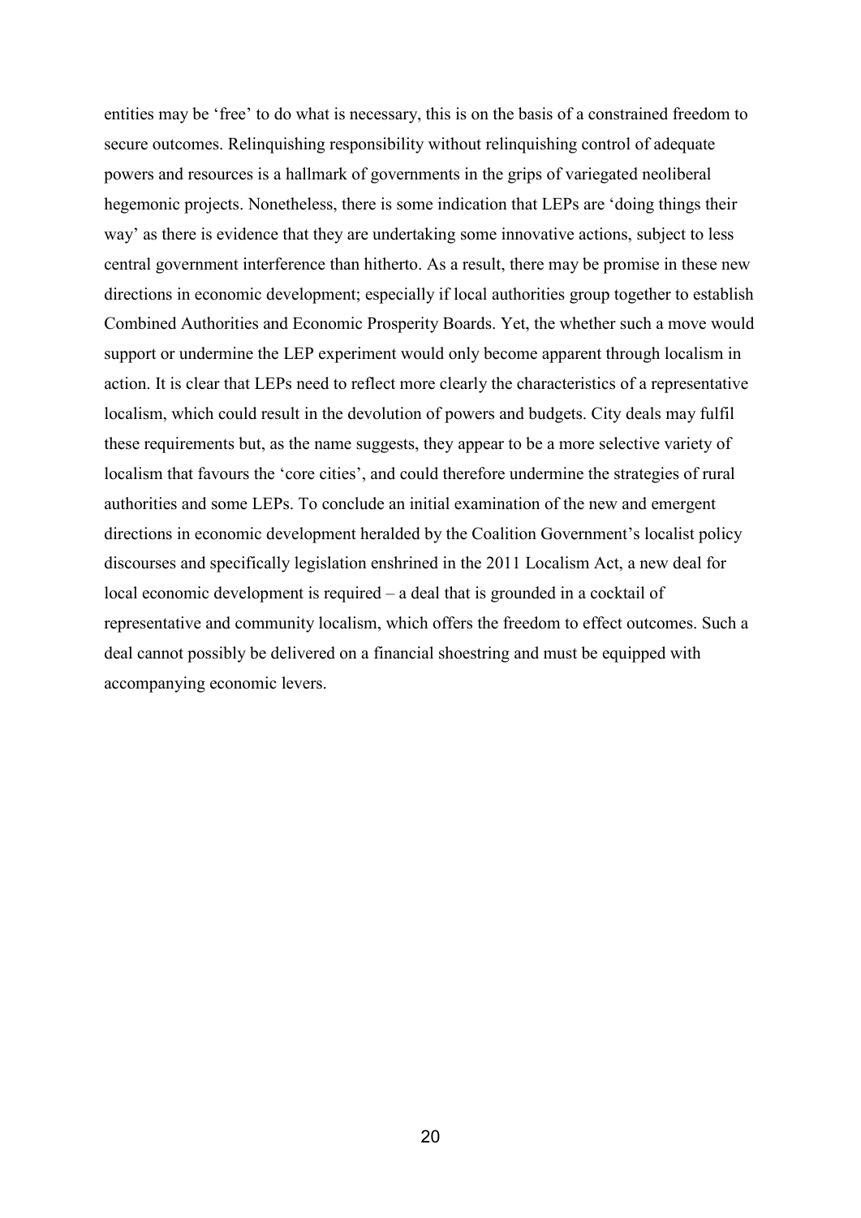entities may be 'free' to do what is necessary, this is on the basis of a constrained freedom to secure outcomes. Relinquishing responsibility without relinquishing control of adequate powers and resources is a hallmark of governments in the grips of variegated neoliberal hegemonic projects. Nonetheless, there is some indication that LEPs are 'doing things their way' as there is evidence that they are undertaking some innovative actions, subject to less central government interference than hitherto. As a result, there may be promise in these new directions in economic development; especially if local authorities group together to establish Combined Authorities and Economic Prosperity Boards. Yet, the whether such a move would support or undermine the LEP experiment would only become apparent through localism in action. It is clear that LEPs need to reflect more clearly the characteristics of a representative localism, which could result in the devolution of powers and budgets. City deals may fulfil these requirements but, as the name suggests, they appear to be a more selective variety of localism that favours the 'core cities', and could therefore undermine the strategies of rural authorities and some LEPs. To conclude an initial examination of the new and emergent directions in economic development heralded by the Coalition Government's localist policy discourses and specifically legislation enshrined in the 2011 Localism Act, a new deal for local economic development is required – a deal that is grounded in a cocktail of representative and community localism, which offers the freedom to effect outcomes. Such a deal cannot possibly be delivered on a financial shoestring and must be equipped with accompanying economic levers.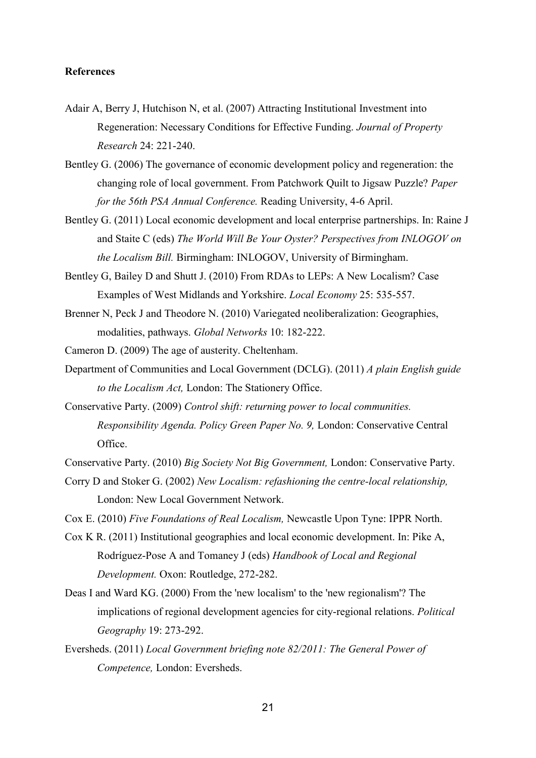**References**

Adair A, Berry J, Hutchison N, et al. (2007) Attracting Institutional Investment into Regeneration: Necessary Conditions for Effective Funding. *Journal of Property Research* 24: 221-240.

Bentley G. (2006) The governance of economic development policy and regeneration: the changing role of local government. From Patchwork Quilt to Jigsaw Puzzle? *Paper for the 56th PSA Annual Conference.* Reading University, 4-6 April.

Bentley G. (2011) Local economic development and local enterprise partnerships. In: Raine J and Staite C (eds) *The World Will Be Your Oyster? Perspectives from INLOGOV on the Localism Bill.* Birmingham: INLOGOV, University of Birmingham.

Bentley G, Bailey D and Shutt J. (2010) From RDAs to LEPs: A New Localism? Case Examples of West Midlands and Yorkshire. *Local Economy* 25: 535-557.

Brenner N, Peck J and Theodore N. (2010) Variegated neoliberalization: Geographies, modalities, pathways. *Global Networks* 10: 182-222.

Cameron D. (2009) The age of austerity. Cheltenham.

Department of Communities and Local Government (DCLG). (2011) *A plain English guide to the Localism Act,* London: The Stationery Office.

Conservative Party. (2009) *Control shift: returning power to local communities. Responsibility Agenda. Policy Green Paper No. 9,* London: Conservative Central Office.

Conservative Party. (2010) *Big Society Not Big Government,* London: Conservative Party.

Corry D and Stoker G. (2002) *New Localism: refashioning the centre-local relationship,* London: New Local Government Network.

Cox E. (2010) *Five Foundations of Real Localism,* Newcastle Upon Tyne: IPPR North.

Cox K R. (2011) Institutional geographies and local economic development. In: Pike A, Rodríguez-Pose A and Tomaney J (eds) *Handbook of Local and Regional Development.* Oxon: Routledge, 272-282.

Deas I and Ward KG. (2000) From the 'new localism' to the 'new regionalism'? The implications of regional development agencies for city-regional relations. *Political Geography* 19: 273-292.

Eversheds. (2011) *Local Government briefing note 82/2011: The General Power of Competence,* London: Eversheds.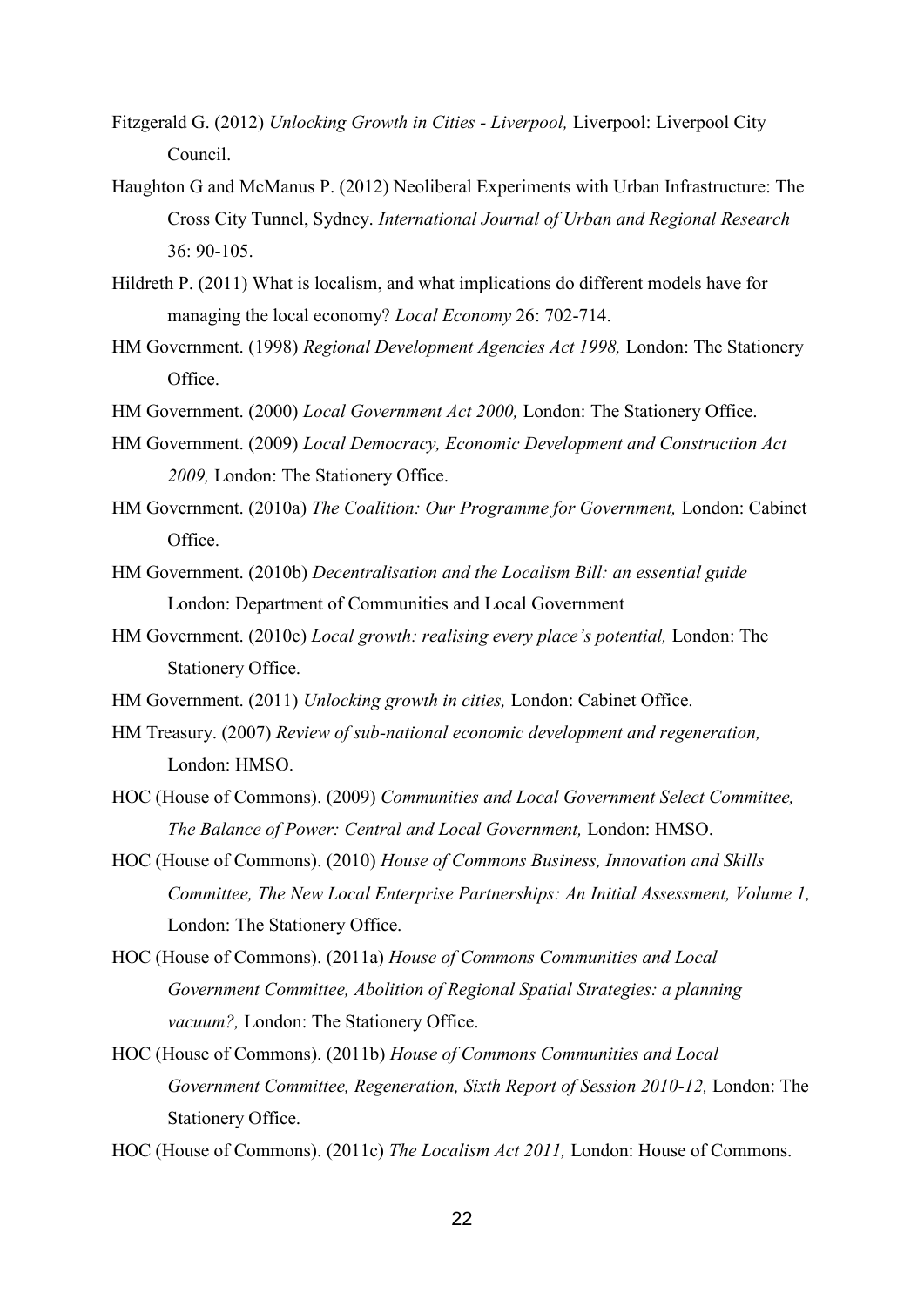Fitzgerald G. (2012) *Unlocking Growth in Cities - Liverpool,* Liverpool: Liverpool City Council.

Haughton G and McManus P. (2012) Neoliberal Experiments with Urban Infrastructure: The Cross City Tunnel, Sydney. *International Journal of Urban and Regional Research* 36: 90-105.

Hildreth P. (2011) What is localism, and what implications do different models have for managing the local economy? *Local Economy* 26: 702-714.

HM Government. (1998) *Regional Development Agencies Act 1998,* London: The Stationery Office.

HM Government. (2000) *Local Government Act 2000,* London: The Stationery Office.

HM Government. (2009) *Local Democracy, Economic Development and Construction Act 2009,* London: The Stationery Office.

HM Government. (2010a) *The Coalition: Our Programme for Government,* London: Cabinet Office.

HM Government. (2010b) *Decentralisation and the Localism Bill: an essential guide* London: Department of Communities and Local Government

HM Government. (2010c) *Local growth: realising every place's potential,* London: The Stationery Office.

HM Government. (2011) *Unlocking growth in cities,* London: Cabinet Office.

HM Treasury. (2007) *Review of sub-national economic development and regeneration,* London: HMSO.

HOC (House of Commons). (2009) *Communities and Local Government Select Committee, The Balance of Power: Central and Local Government,* London: HMSO.

HOC (House of Commons). (2010) *House of Commons Business, Innovation and Skills Committee, The New Local Enterprise Partnerships: An Initial Assessment, Volume 1,* London: The Stationery Office.

HOC (House of Commons). (2011a) *House of Commons Communities and Local Government Committee, Abolition of Regional Spatial Strategies: a planning vacuum?,* London: The Stationery Office.

HOC (House of Commons). (2011b) *House of Commons Communities and Local Government Committee, Regeneration, Sixth Report of Session 2010-12,* London: The Stationery Office.

HOC (House of Commons). (2011c) *The Localism Act 2011,* London: House of Commons.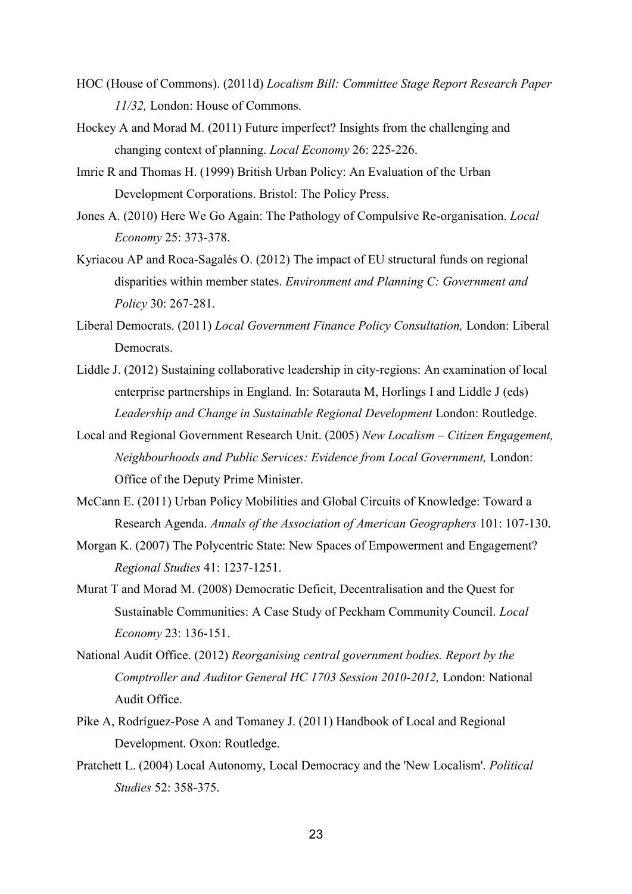HOC (House of Commons). (2011d) *Localism Bill: Committee Stage Report Research Paper 11/32,* London: House of Commons.

Hockey A and Morad M. (2011) Future imperfect? Insights from the challenging and changing context of planning. *Local Economy* 26: 225-226.

Imrie R and Thomas H. (1999) British Urban Policy: An Evaluation of the Urban Development Corporations. Bristol: The Policy Press.

Jones A. (2010) Here We Go Again: The Pathology of Compulsive Re-organisation. *Local Economy* 25: 373-378.

Kyriacou AP and Roca-Sagalés O. (2012) The impact of EU structural funds on regional disparities within member states. *Environment and Planning C: Government and Policy* 30: 267-281.

Liberal Democrats. (2011) *Local Government Finance Policy Consultation,* London: Liberal Democrats.

Liddle J. (2012) Sustaining collaborative leadership in city-regions: An examination of local enterprise partnerships in England. In: Sotarauta M, Horlings I and Liddle J (eds) *Leadership and Change in Sustainable Regional Development* London: Routledge.

Local and Regional Government Research Unit. (2005) *New Localism – Citizen Engagement, Neighbourhoods and Public Services: Evidence from Local Government,* London: Office of the Deputy Prime Minister.

McCann E. (2011) Urban Policy Mobilities and Global Circuits of Knowledge: Toward a Research Agenda. *Annals of the Association of American Geographers* 101: 107-130.

Morgan K. (2007) The Polycentric State: New Spaces of Empowerment and Engagement? *Regional Studies* 41: 1237-1251.

Murat T and Morad M. (2008) Democratic Deficit, Decentralisation and the Quest for Sustainable Communities: A Case Study of Peckham Community Council. *Local Economy* 23: 136-151.

National Audit Office. (2012) *Reorganising central government bodies. Report by the Comptroller and Auditor General HC 1703 Session 2010-2012,* London: National Audit Office.

Pike A, Rodríguez-Pose A and Tomaney J. (2011) Handbook of Local and Regional Development. Oxon: Routledge.

Pratchett L. (2004) Local Autonomy, Local Democracy and the 'New Localism'. *Political Studies* 52: 358-375.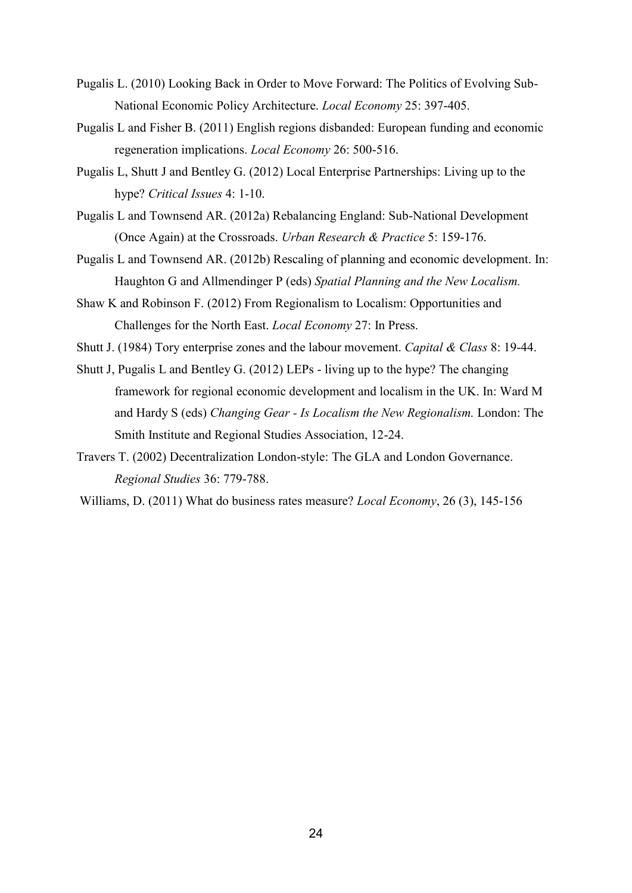Pugalis L. (2010) Looking Back in Order to Move Forward: The Politics of Evolving Sub-National Economic Policy Architecture. *Local Economy* 25: 397-405.

Pugalis L and Fisher B. (2011) English regions disbanded: European funding and economic regeneration implications. *Local Economy* 26: 500-516.

Pugalis L, Shutt J and Bentley G. (2012) Local Enterprise Partnerships: Living up to the hype? *Critical Issues* 4: 1-10.

Pugalis L and Townsend AR. (2012a) Rebalancing England: Sub-National Development (Once Again) at the Crossroads. *Urban Research & Practice* 5: 159-176.

Pugalis L and Townsend AR. (2012b) Rescaling of planning and economic development. In: Haughton G and Allmendinger P (eds) *Spatial Planning and the New Localism.*

Shaw K and Robinson F. (2012) From Regionalism to Localism: Opportunities and Challenges for the North East. *Local Economy* 27: In Press.

Shutt J. (1984) Tory enterprise zones and the labour movement. *Capital & Class* 8: 19-44.

Shutt J, Pugalis L and Bentley G. (2012) LEPs - living up to the hype? The changing framework for regional economic development and localism in the UK. In: Ward M and Hardy S (eds) *Changing Gear - Is Localism the New Regionalism.* London: The Smith Institute and Regional Studies Association, 12-24.

Travers T. (2002) Decentralization London-style: The GLA and London Governance. *Regional Studies* 36: 779-788.

Williams, D. (2011) What do business rates measure? *Local Economy*, 26 (3), 145-156